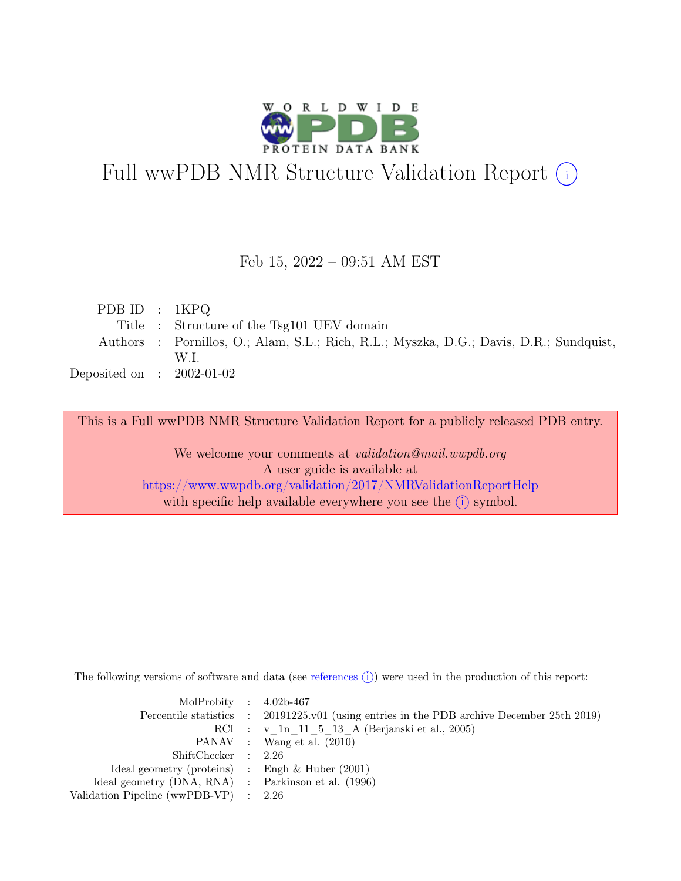# Full wwPDB NMR Structure Validation Report (i)

Feb 15, 2022 – 09:51 AM EST

| | | |
|---|---|---|
| PDB ID | : | 1KPQ |
| Title | : | Structure of the Tsg101 UEV domain |
| Authors | : | Pornillos, O.; Alam, S.L.; Rich, R.L.; Myszka, D.G.; Davis, D.R.; Sundquist, W.I. |
| Deposited on | : | 2002-01-02 |

This is a Full wwPDB NMR Structure Validation Report for a publicly released PDB entry.

We welcome your comments at *validation@mail.wwpdb.org*
A user guide is available at
https://www.wwpdb.org/validation/2017/NMRValidationReportHelp
with specific help available everywhere you see the (i) symbol.

---

The following versions of software and data (see references (i)) were used in the production of this report:

| | | |
|---|---|---|
| MolProbity | : | 4.02b-467 |
| Percentile statistics | : | 20191225.v01 (using entries in the PDB archive December 25th 2019) |
| RCI | : | v_1n_11_5_13_A (Berjanski et al., 2005) |
| PANAV | : | Wang et al. (2010) |
| ShiftChecker | : | 2.26 |
| Ideal geometry (proteins) | : | Engh & Huber (2001) |
| Ideal geometry (DNA, RNA) | : | Parkinson et al. (1996) |
| Validation Pipeline (wwPDB-VP) | : | 2.26 |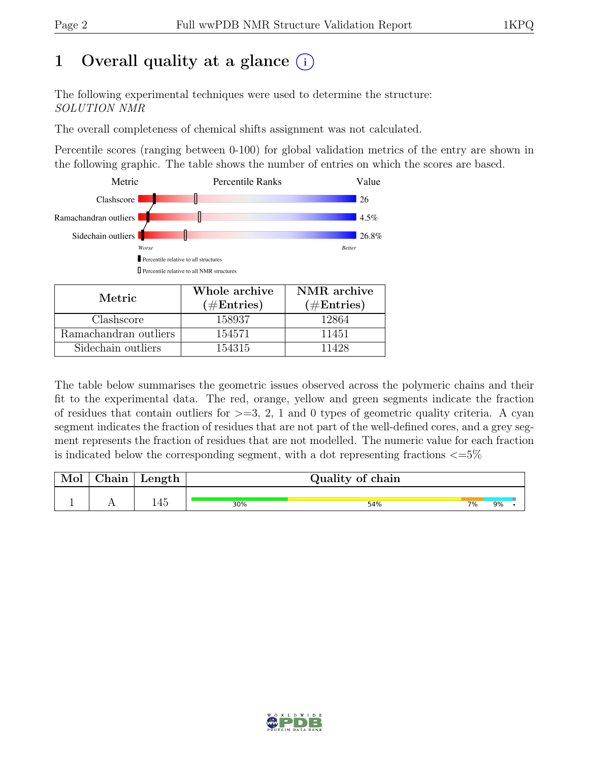# 1 Overall quality at a glance (i)

The following experimental techniques were used to determine the structure:
*SOLUTION NMR*

The overall completeness of chemical shifts assignment was not calculated.

Percentile scores (ranging between 0-100) for global validation metrics of the entry are shown in the following graphic. The table shows the number of entries on which the scores are based.

| Metric | Percentile Ranks | Value |
| --- | --- | --- |
| Clashscore | | 26 |
| Ramachandran outliers | | 4.5% |
| Sidechain outliers | | 26.8% |

Worse — Better

▮ Percentile relative to all structures

▯ Percentile relative to all NMR structures

| Metric | Whole archive (#Entries) | NMR archive (#Entries) |
| --- | --- | --- |
| Clashscore | 158937 | 12864 |
| Ramachandran outliers | 154571 | 11451 |
| Sidechain outliers | 154315 | 11428 |

The table below summarises the geometric issues observed across the polymeric chains and their fit to the experimental data. The red, orange, yellow and green segments indicate the fraction of residues that contain outliers for >=3, 2, 1 and 0 types of geometric quality criteria. A cyan segment indicates the fraction of residues that are not part of the well-defined cores, and a grey segment represents the fraction of residues that are not modelled. The numeric value for each fraction is indicated below the corresponding segment, with a dot representing fractions <=5%

| Mol | Chain | Length | Quality of chain |
| --- | --- | --- | --- |
| 1 | A | 145 | 30% 54% 7% 9% • |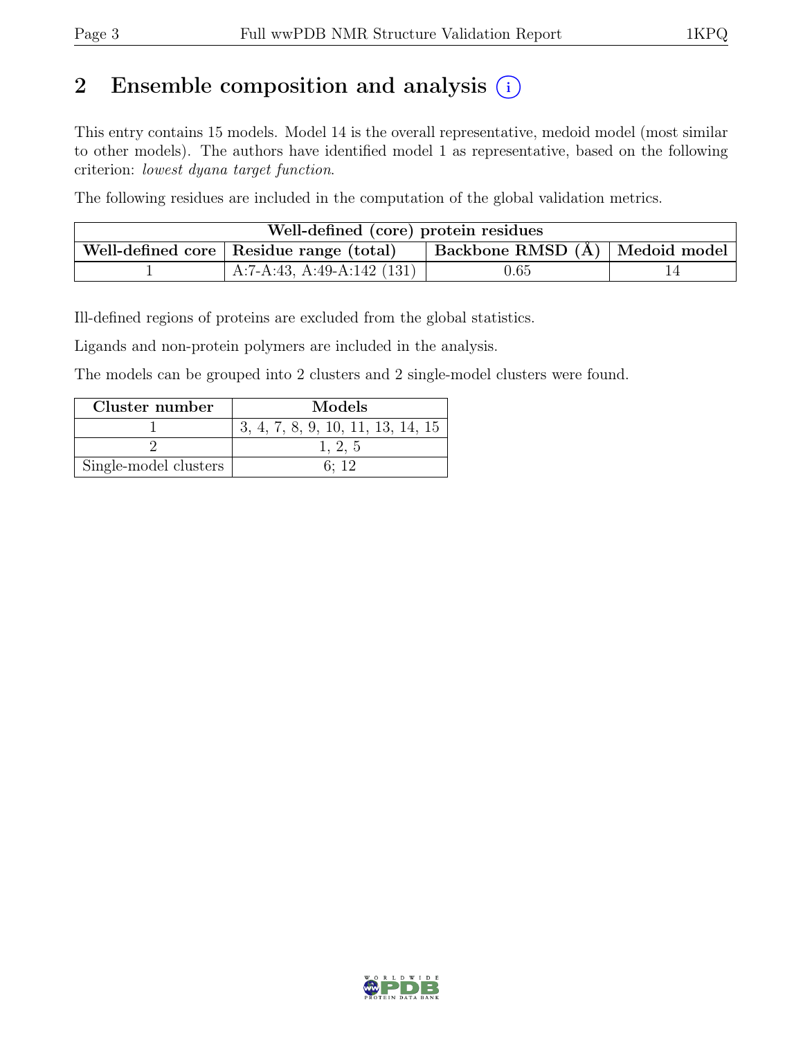# 2 Ensemble composition and analysis (i)

This entry contains 15 models. Model 14 is the overall representative, medoid model (most similar to other models). The authors have identified model 1 as representative, based on the following criterion: *lowest dyana target function*.

The following residues are included in the computation of the global validation metrics.

| Well-defined (core) protein residues | | | |
|---|---|---|---|
| Well-defined core | Residue range (total) | Backbone RMSD (Å) | Medoid model |
| 1 | A:7-A:43, A:49-A:142 (131) | 0.65 | 14 |

Ill-defined regions of proteins are excluded from the global statistics.

Ligands and non-protein polymers are included in the analysis.

The models can be grouped into 2 clusters and 2 single-model clusters were found.

| Cluster number | Models |
|---|---|
| 1 | 3, 4, 7, 8, 9, 10, 11, 13, 14, 15 |
| 2 | 1, 2, 5 |
| Single-model clusters | 6; 12 |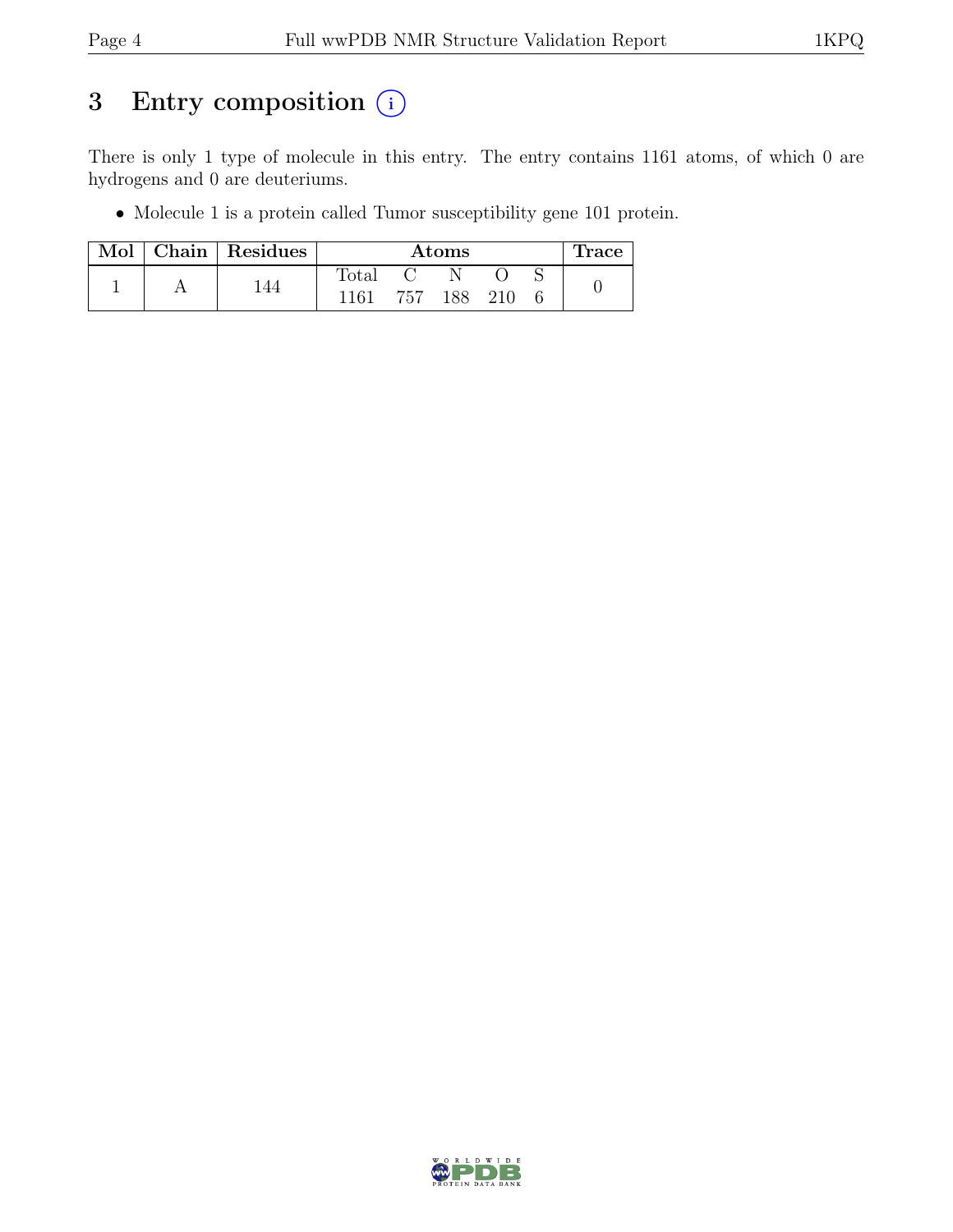# 3 Entry composition (i)

There is only 1 type of molecule in this entry. The entry contains 1161 atoms, of which 0 are hydrogens and 0 are deuteriums.

- Molecule 1 is a protein called Tumor susceptibility gene 101 protein.

| Mol | Chain | Residues | Atoms | | | | | Trace |
|---|---|---|---|---|---|---|---|---|
| | | | Total | C | N | O | S | |
| 1 | A | 144 | 1161 | 757 | 188 | 210 | 6 | 0 |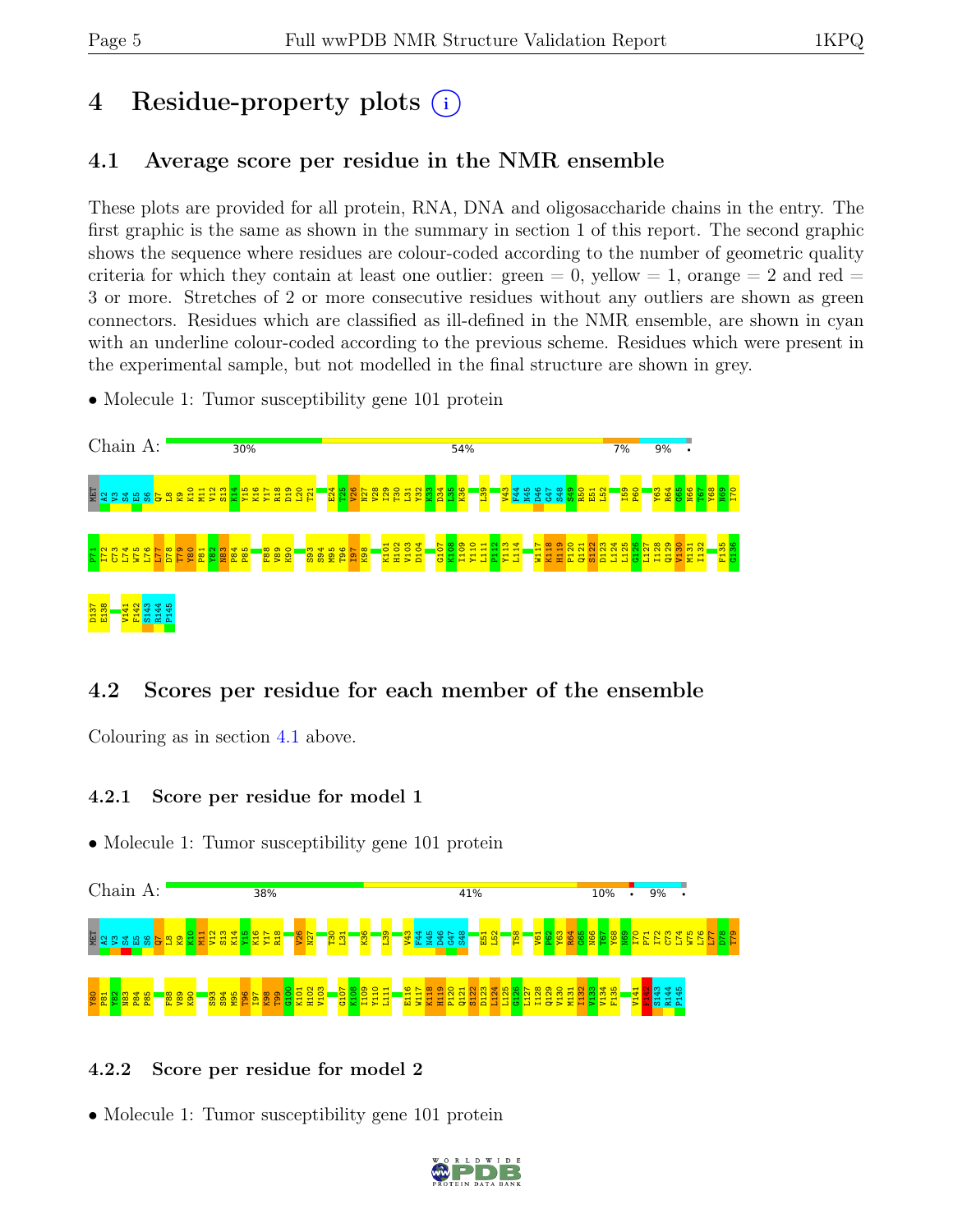# 4 Residue-property plots

## 4.1 Average score per residue in the NMR ensemble

These plots are provided for all protein, RNA, DNA and oligosaccharide chains in the entry. The first graphic is the same as shown in the summary in section 1 of this report. The second graphic shows the sequence where residues are colour-coded according to the number of geometric quality criteria for which they contain at least one outlier: green = 0, yellow = 1, orange = 2 and red = 3 or more. Stretches of 2 or more consecutive residues without any outliers are shown as green connectors. Residues which are classified as ill-defined in the NMR ensemble, are shown in cyan with an underline colour-coded according to the previous scheme. Residues which were present in the experimental sample, but not modelled in the final structure are shown in grey.

• Molecule 1: Tumor susceptibility gene 101 protein

Chain A: 30% 54% 7% 9% •

MET A2 V3 S4 E5 S6 Q7 L8 K9 K10 M11 V12 S13 K14 Y15 K16 Y17 R18 D19 L20 T21 E24 T25 V26 N27 V28 I29 T30 L31 Y32 K33 D34 L35 K36 L39 V43 F44 N45 D46 G47 S48 S49 R50 E51 L52 I59 P60 Y63 R64 G65 N66 T67 Y68 N69 I70 P71 I72 C73 L74 W75 L76 L77 D78 T79 Y80 P81 Y82 N83 P84 P85 F88 V89 K90 S93 S94 M95 T96 I97 K98 K101 H102 V103 D104 G107 K108 I109 Y110 L111 P112 T113 L114 W117 K118 H119 P120 Q121 S122 D123 L124 L125 G126 L127 I128 Q129 V130 M131 I132 F135 G136 D137 E138 V141 F142 S143 R144 P145

## 4.2 Scores per residue for each member of the ensemble

Colouring as in section 4.1 above.

### 4.2.1 Score per residue for model 1

• Molecule 1: Tumor susceptibility gene 101 protein

Chain A: 38% 41% 10% • 9% •

MET A2 V3 S4 E5 S6 Q7 L8 K9 K10 M11 V12 S13 K14 Y15 K16 Y17 R18 V26 N27 T30 L31 K36 L39 V43 F44 N45 D46 G47 S48 E51 L52 T58 V61 P62 Y63 R64 G65 N66 T67 Y68 N69 I70 P71 I72 C73 L74 W75 L76 L77 D78 T79 Y80 P81 Y82 N83 P84 P85 F88 V89 K90 S93 S94 M95 T96 I97 K98 T99 G100 K101 H102 V103 G107 K108 I109 Y110 L111 E116 W117 K118 H119 P120 Q121 S122 D123 L124 L125 G126 L127 I128 Q129 V130 M131 I132 V133 V134 F135 V141 F142 S143 R144 P145

### 4.2.2 Score per residue for model 2

• Molecule 1: Tumor susceptibility gene 101 protein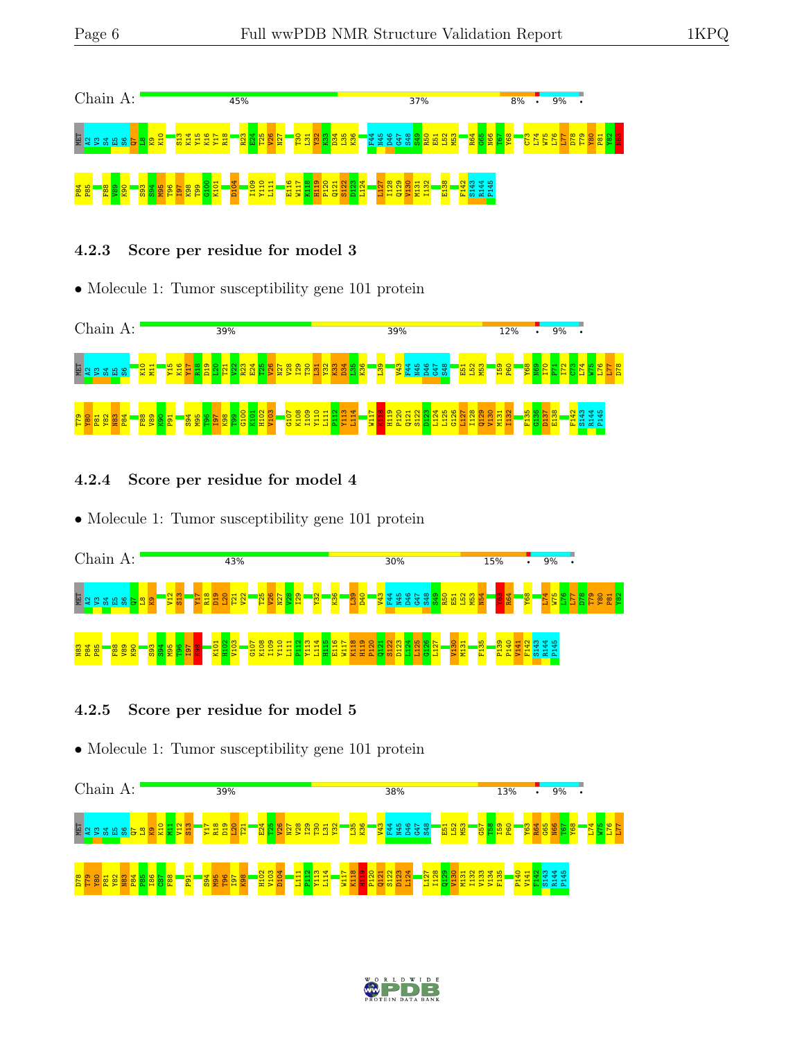Chain A: 45% 37% 8% • 9% •

MET A2 V3 S4 E5 S6 Q7 L8 K9 K10 S13 K14 Y15 K16 Y17 R18 R23 E24 T25 V26 N27 T30 L31 Y32 K33 D34 L35 K36 F44 N45 D46 G47 S48 S49 R50 E51 L52 M53 R64 G65 N66 T67 Y68 C73 L74 W75 L76 L77 D78 T79 Y80 P81 Y82 N83 P84 P85 F88 V89 K90 S93 S94 M95 T96 I97 K98 T99 G100 K101 D104 I109 Y110 L111 E116 W117 K118 H119 P120 Q121 S122 D123 L124 L127 I128 Q129 V130 M131 I132 E138 F142 S143 R144 P145

#### 4.2.3 Score per residue for model 3

- Molecule 1: Tumor susceptibility gene 101 protein

Chain A: 39% 39% 12% • 9% •

MET A2 V3 S4 E5 S6 K10 M11 Y15 K16 Y17 R18 D19 L20 T21 V22 R23 E24 T25 V26 N27 V28 I29 T30 L31 Y32 K33 D34 L35 K36 L39 V43 F44 N45 D46 G47 S48 E51 L52 M53 I59 P60 Y68 N69 I70 P71 I72 C73 L74 W75 L76 L77 D78 T79 Y80 P81 Y82 N83 P84 F88 V89 K90 P91 S94 M95 T96 I97 K98 T99 G100 K101 H102 V103 G107 K108 I109 Y110 L111 P112 Y113 L114 W117 K118 H119 P120 Q121 S122 D123 L124 L125 G126 L127 I128 Q129 V130 M131 I132 F135 G136 D137 E138 F142 S143 R144 P145

#### 4.2.4 Score per residue for model 4

- Molecule 1: Tumor susceptibility gene 101 protein

Chain A: 43% 30% 15% • 9% •

MET A2 V3 S4 E5 S6 Q7 L8 K9 V12 S13 Y17 R18 D19 L20 T21 V22 T25 V26 N27 V28 I29 Y32 K36 L39 D40 V43 F44 N45 D46 G47 S48 S49 R50 E51 L52 M53 N54 Y63 R64 Y68 L74 W75 L76 L77 D78 T79 Y80 P81 Y82 N83 P84 P85 F88 V89 K90 S93 S94 M95 T96 I97 K98 K101 H102 V103 G107 K108 I109 Y110 L111 P112 Y113 L114 H115 E116 W117 K118 H119 P120 Q121 S122 D123 L124 L125 G126 L127 V130 M131 F135 P139 P140 V141 F142 S143 R144 P145

#### 4.2.5 Score per residue for model 5

- Molecule 1: Tumor susceptibility gene 101 protein

Chain A: 39% 38% 13% • 9% •

MET A2 V3 S4 E5 S6 Q7 L8 K9 K10 M11 V12 S13 Y17 R18 D19 L20 T21 E24 T25 V26 N27 V28 I29 T30 L31 Y32 L35 K36 V43 F44 N45 D46 G47 S48 E51 L52 M53 G57 T58 I59 P60 Y63 R64 G65 N66 T67 Y68 L74 W75 L76 L77 D78 T79 Y80 P81 Y82 N83 P84 P85 I86 C87 F88 P91 S94 M95 T96 I97 K98 H102 V103 D104 L111 P112 Y113 L114 W117 K118 H119 P120 Q121 S122 D123 L124 L127 I128 Q129 V130 M131 I132 V133 V134 F135 P140 V141 F142 S143 R144 P145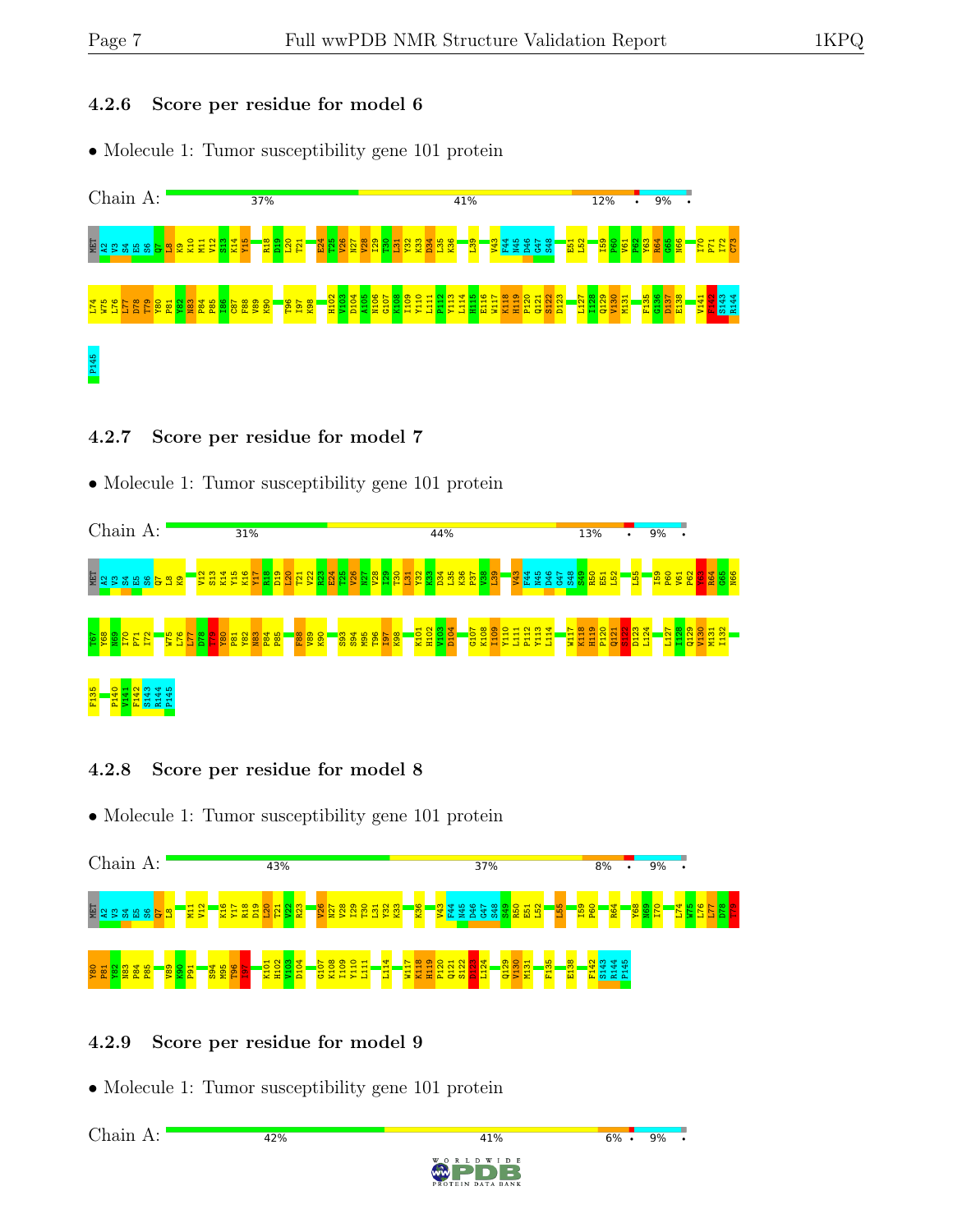### 4.2.6 Score per residue for model 6

- Molecule 1: Tumor susceptibility gene 101 protein

Chain A: 37% | 41% | 12% | • | 9% | •

MET A2 V3 S4 E5 S6 Q7 L8 K9 K10 M11 V12 S13 K14 Y15 R18 D19 L20 T21 E24 T25 V26 N27 V28 I29 T30 L31 Y32 K33 D34 L35 K36 L39 V43 F44 N45 D46 G47 S48 E51 L52 I59 P60 V61 P62 Y63 R64 G65 N66 I70 P71 I72 C73 L74 V75 L76 L77 D78 T79 Y80 P81 Y82 N83 P84 P85 I86 C87 F88 V89 K90 T96 I97 K98 H102 V103 D104 A105 N106 G107 K108 I109 Y110 L111 P112 Y113 L114 H115 E116 W117 K118 H119 P120 Q121 S122 D123 L127 I128 Q129 V130 M131 F135 G136 D137 E138 V141 F142 S143 R144 P145

### 4.2.7 Score per residue for model 7

- Molecule 1: Tumor susceptibility gene 101 protein

Chain A: 31% | 44% | 13% | • | 9% | •

MET A2 V3 S4 E5 S6 Q7 L8 K9 V12 S13 K14 Y15 K16 Y17 R18 D19 L20 T21 V22 R23 E24 T25 V26 N27 V28 I29 T30 L31 Y32 K33 D34 L35 K36 P37 V38 L39 V43 F44 N45 D46 G47 S48 S49 R50 E51 L52 L55 I59 P60 V61 P62 Y63 R64 G65 N66 T67 Y68 N69 I70 P71 I72 W75 L76 L77 D78 T79 Y80 P81 Y82 N83 P84 P85 F88 V89 K90 S93 S94 M95 T96 I97 K98 K101 H102 V103 D104 G107 K108 I109 Y110 L111 P112 Y113 L114 W117 K118 H119 P120 Q121 S122 D123 L124 L127 I128 Q129 V130 M131 I132 F135 P140 V141 F142 S143 R144 P145

### 4.2.8 Score per residue for model 8

- Molecule 1: Tumor susceptibility gene 101 protein

Chain A: 43% | 37% | 8% | • | 9% | •

MET A2 V3 S4 E5 S6 Q7 L8 M11 V12 K16 Y17 R18 D19 L20 T21 V22 R23 V26 N27 V28 I29 T30 L31 Y32 K33 K36 V43 F44 N45 D46 G47 S48 S49 R50 E51 L52 L55 I59 P60 R64 Y68 N69 I70 L74 W75 L76 L77 D78 T79 Y80 P81 Y82 N83 P84 P85 V89 K90 P91 S94 M95 T96 I97 K101 H102 V103 D104 G107 K108 I109 Y110 L111 L114 W117 K118 H119 P120 Q121 S122 D123 L124 Q129 V130 M131 F135 E138 F142 S143 R144 P145

### 4.2.9 Score per residue for model 9

- Molecule 1: Tumor susceptibility gene 101 protein

Chain A: 42% | 41% | 6% | • | 9% | •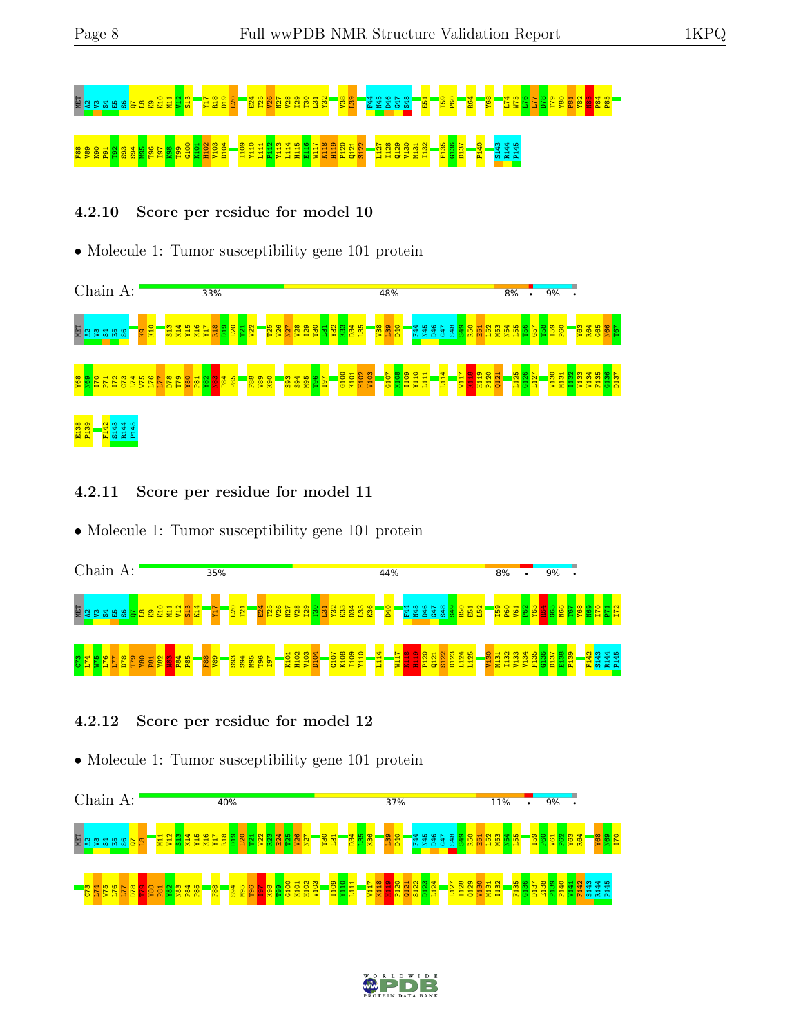MET A2 V3 S4 E5 S6 Q7 L8 K9 K10 M11 V12 S13 Y17 R18 D19 L20 E24 T25 V26 N27 V28 I29 T30 L31 Y32 V38 L39 F44 N45 D46 G47 S48 E51 I59 P60 R64 Y68 L74 W75 L76 L77 D78 T79 Y80 P81 Y82 N83 P84 P85

F88 V89 K90 P91 T92 S93 S94 M95 T96 I97 K98 T99 G100 K101 H102 V103 D104 I109 Y110 L111 P112 Y113 L114 H115 E116 W117 K118 H119 P120 Q121 S122 L127 I128 Q129 V130 M131 I132 F135 G136 D137 P140 S143 R144 P145

### 4.2.10 Score per residue for model 10

- Molecule 1: Tumor susceptibility gene 101 protein

Chain A: 33% | 48% | 8% | • | 9% | •

MET A2 V3 S4 E5 S6 K9 K10 S13 K14 Y15 K16 Y17 R18 D19 L20 T21 V22 T25 V26 N27 V28 I29 T30 L31 Y32 K33 D34 L35 V38 L39 D40 F44 N45 D46 G47 S48 S49 R50 E51 L52 M53 N54 L55 T56 G57 T58 I59 P60 Y63 R64 G65 N66 T67

Y68 N69 I70 P71 I72 C73 L74 W75 L76 L77 D78 T79 Y80 P81 Y62 N83 P84 P85 F88 V89 K90 S93 S94 M95 T96 I97 G100 K101 H102 V103 G107 K108 I109 Y110 L111 L114 W117 K118 H119 P120 Q121 L125 G126 L127 V130 M131 I132 V133 V134 F135 G136 D137

E138 P139 F142 S143 R144 P145

### 4.2.11 Score per residue for model 11

- Molecule 1: Tumor susceptibility gene 101 protein

Chain A: 35% | 44% | 8% | • | 9% | •

MET A2 V3 S4 E5 S6 Q7 L8 K9 K10 M11 V12 S13 K14 Y17 L20 T21 E24 T25 V26 N27 V28 I29 T30 L31 Y32 K33 D34 L35 K36 D40 F44 N45 D46 G47 S48 S49 R50 E51 L52 I59 P60 V61 P62 Y63 R64 G65 N66 T67 Y68 N69 I70 P71 I72

C73 L74 W75 L76 L77 D78 T79 Y80 P81 Y82 N83 P84 P85 F88 V89 S93 S94 M95 T96 I97 K101 H102 V103 D104 G107 K108 I109 Y110 L114 W117 K118 H119 P120 Q121 S122 D123 L124 L125 V130 M131 I132 V133 V134 F135 G136 D137 E138 P139 F142 S143 R144 P145

### 4.2.12 Score per residue for model 12

- Molecule 1: Tumor susceptibility gene 101 protein

Chain A: 40% | 37% | 11% | • | 9% | •

MET A2 V3 S4 E5 S6 Q7 L8 M11 V12 S13 K14 Y15 K16 Y17 R18 D19 L20 T21 V22 R23 E24 T25 V26 N27 T30 L31 D34 L35 K36 L39 D40 F44 N45 D46 G47 S48 S49 R50 E51 L52 M53 N54 L55 I59 P60 V61 P62 Y63 R64 Y68 N69 I70

C73 L74 W75 L76 L77 D78 T79 Y80 P81 Y82 N83 P84 P85 F88 S94 M95 T96 I97 K98 T99 G100 K101 H102 V103 I109 Y110 L111 W117 K118 H119 P120 Q121 S122 D123 L124 L127 I128 Q129 V130 M131 I132 F135 G136 D137 E138 P139 P140 V141 F142 S143 R144 P145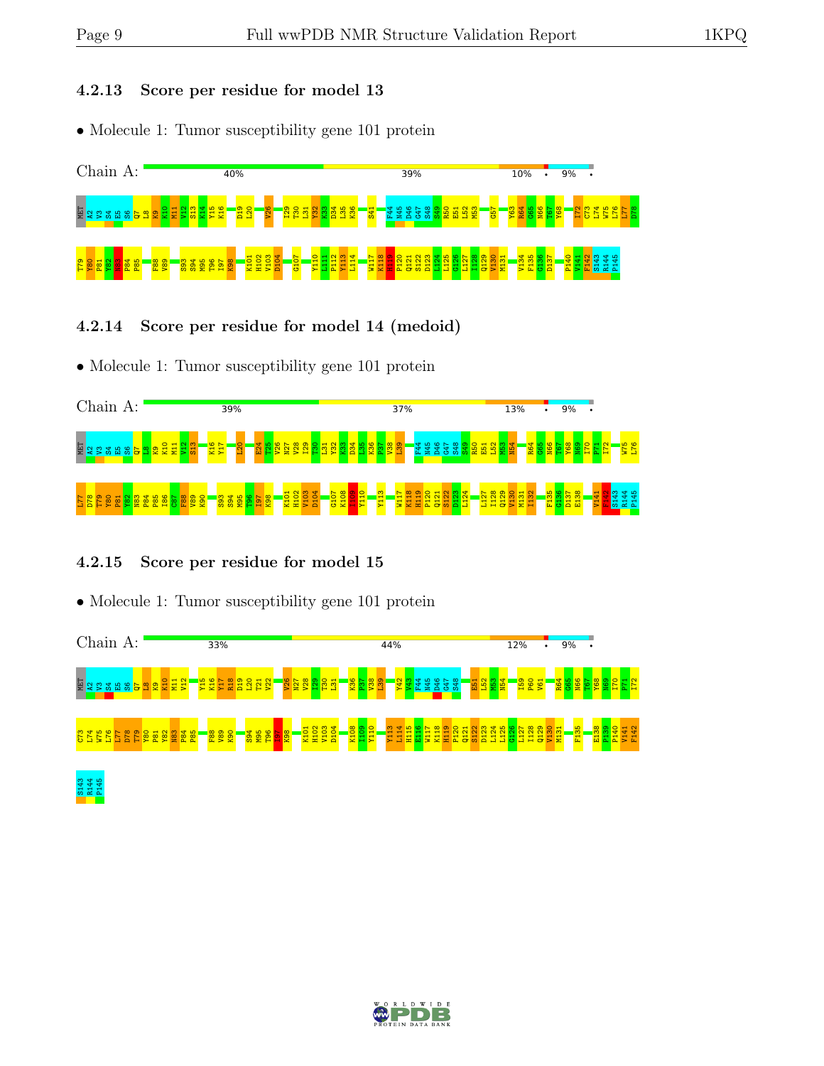### 4.2.13 Score per residue for model 13

- Molecule 1: Tumor susceptibility gene 101 protein

Chain A: 40% 39% 10% • 9% •

MET A2 V3 S4 E5 S6 Q7 L8 K9 K10 M11 V12 S13 K14 Y15 K16 D19 L20 V26 I29 T30 L31 Y32 K33 D34 L35 K36 S41 F44 N45 D46 G47 S48 S49 R50 E51 L52 M53 G57 Y63 R64 G65 N66 T67 Y68 I72 C73 L74 W75 L76 L77 D78 T79 Y80 P81 Y82 N83 P84 P85 F88 V89 S93 S94 M95 T96 I97 K98 K101 H102 V103 D104 G107 Y110 L111 P112 Y113 L114 W117 K118 H119 P120 Q121 S122 D123 L124 L125 G126 L127 I128 Q129 V130 M131 V134 F135 G136 D137 P140 V141 F142 S143 R144 P145

### 4.2.14 Score per residue for model 14 (medoid)

- Molecule 1: Tumor susceptibility gene 101 protein

Chain A: 39% 37% 13% • 9% •

MET A2 V3 S4 E5 S6 Q7 L8 K9 K10 M11 V12 S13 K16 Y17 L20 E24 T25 V26 N27 V28 I29 T30 L31 Y32 K33 D34 L35 K36 P37 V38 L39 F44 N45 D46 G47 S48 S49 R50 E51 L52 M53 N54 R64 G65 N66 T67 Y68 N69 I70 P71 I72 W75 L76 L77 D78 T79 Y80 P81 Y82 N83 P84 P85 I86 C87 F88 V89 K90 S93 S94 M95 T96 I97 K98 K101 H102 V103 D104 G107 K108 I109 Y110 Y113 W117 K118 H119 P120 Q121 S122 D123 L124 L127 I128 Q129 V130 M131 I132 F135 G136 D137 E138 V141 F142 S143 R144 P145

### 4.2.15 Score per residue for model 15

- Molecule 1: Tumor susceptibility gene 101 protein

Chain A: 33% 44% 12% • 9% •

MET A2 V3 S4 E5 S6 Q7 L8 K9 K10 M11 V12 Y15 K16 Y17 R18 D19 L20 T21 V22 V26 N27 V28 I29 T30 L31 K36 P37 V38 L39 Y42 V43 F44 N45 D46 G47 S48 E51 L52 M53 N54 I59 P60 V61 R64 G65 N66 T67 Y68 N69 I70 P71 I72 C73 L74 W75 L76 L77 D78 T79 Y80 P81 Y82 N83 P84 P85 F88 V89 K90 S94 M95 T96 I97 K98 K101 H102 V103 D104 K108 I109 Y110 Y113 L114 H115 E116 W117 K118 H119 P120 Q121 S122 D123 L124 L125 G126 L127 I128 Q129 V130 M131 F135 E138 P139 P140 V141 F142 S143 R144 P145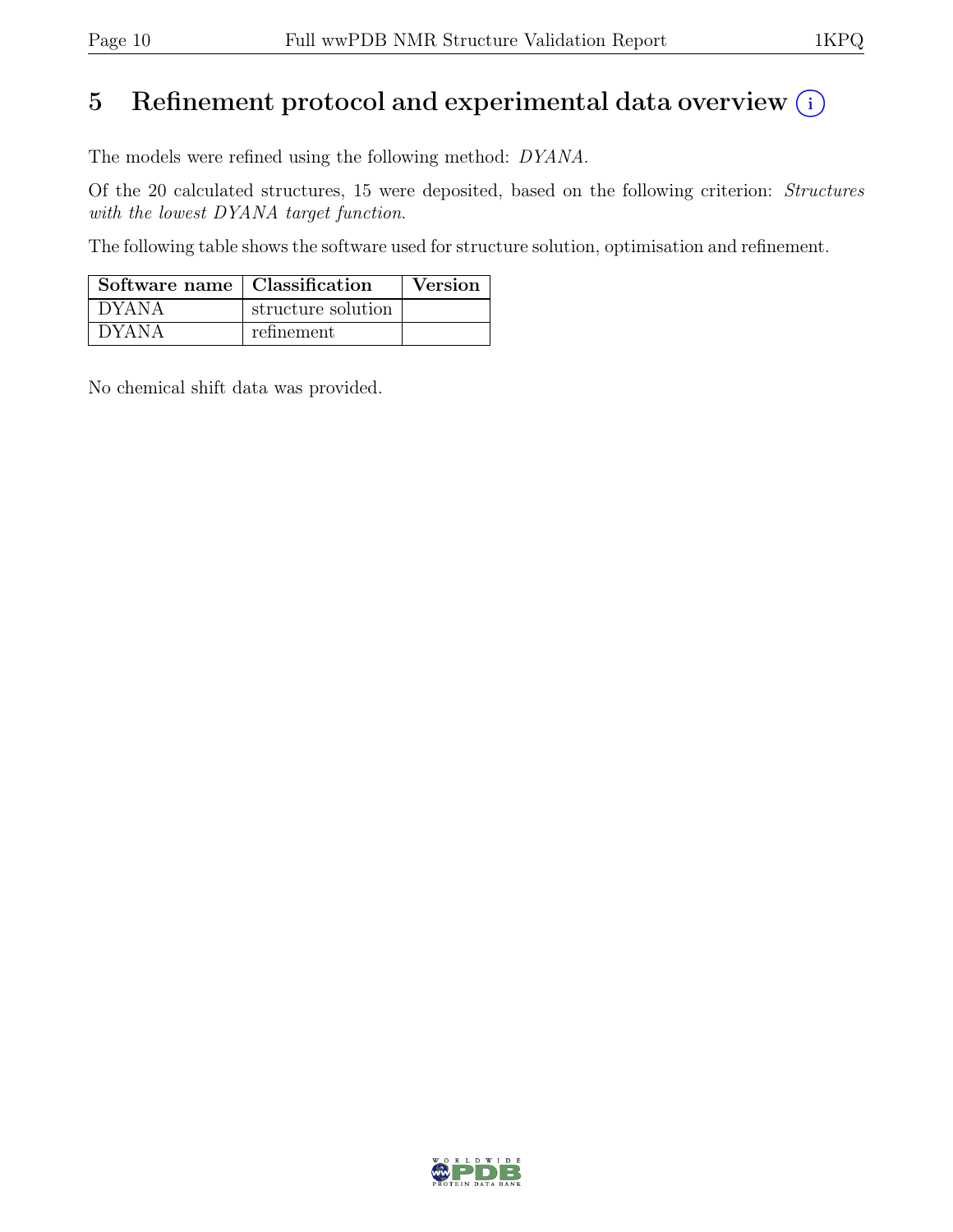# 5 Refinement protocol and experimental data overview (i)

The models were refined using the following method: *DYANA*.

Of the 20 calculated structures, 15 were deposited, based on the following criterion: *Structures with the lowest DYANA target function*.

The following table shows the software used for structure solution, optimisation and refinement.

| Software name | Classification | Version |
| --- | --- | --- |
| DYANA | structure solution | |
| DYANA | refinement | |

No chemical shift data was provided.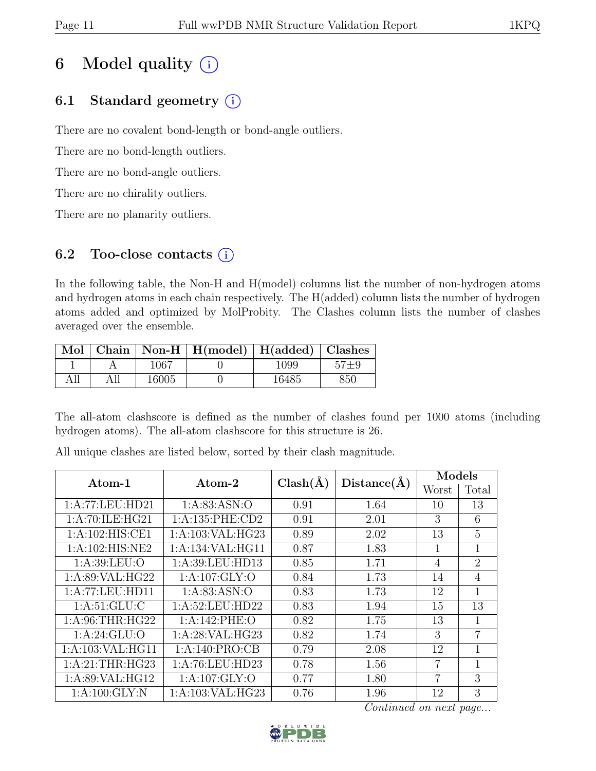# 6 Model quality (i)

## 6.1 Standard geometry (i)

There are no covalent bond-length or bond-angle outliers.

There are no bond-length outliers.

There are no bond-angle outliers.

There are no chirality outliers.

There are no planarity outliers.

## 6.2 Too-close contacts (i)

In the following table, the Non-H and H(model) columns list the number of non-hydrogen atoms and hydrogen atoms in each chain respectively. The H(added) column lists the number of hydrogen atoms added and optimized by MolProbity. The Clashes column lists the number of clashes averaged over the ensemble.

| Mol | Chain | Non-H | H(model) | H(added) | Clashes |
|---|---|---|---|---|---|
| 1 | A | 1067 | 0 | 1099 | 57±9 |
| All | All | 16005 | 0 | 16485 | 850 |

The all-atom clashscore is defined as the number of clashes found per 1000 atoms (including hydrogen atoms). The all-atom clashscore for this structure is 26.

All unique clashes are listed below, sorted by their clash magnitude.

| Atom-1 | Atom-2 | Clash(Å) | Distance(Å) | Models | |
|---|---|---|---|---|---|
| | | | | Worst | Total |
| 1:A:77:LEU:HD21 | 1:A:83:ASN:O | 0.91 | 1.64 | 10 | 13 |
| 1:A:70:ILE:HG21 | 1:A:135:PHE:CD2 | 0.91 | 2.01 | 3 | 6 |
| 1:A:102:HIS:CE1 | 1:A:103:VAL:HG23 | 0.89 | 2.02 | 13 | 5 |
| 1:A:102:HIS:NE2 | 1:A:134:VAL:HG11 | 0.87 | 1.83 | 1 | 1 |
| 1:A:39:LEU:O | 1:A:39:LEU:HD13 | 0.85 | 1.71 | 4 | 2 |
| 1:A:89:VAL:HG22 | 1:A:107:GLY:O | 0.84 | 1.73 | 14 | 4 |
| 1:A:77:LEU:HD11 | 1:A:83:ASN:O | 0.83 | 1.73 | 12 | 1 |
| 1:A:51:GLU:C | 1:A:52:LEU:HD22 | 0.83 | 1.94 | 15 | 13 |
| 1:A:96:THR:HG22 | 1:A:142:PHE:O | 0.82 | 1.75 | 13 | 1 |
| 1:A:24:GLU:O | 1:A:28:VAL:HG23 | 0.82 | 1.74 | 3 | 7 |
| 1:A:103:VAL:HG11 | 1:A:140:PRO:CB | 0.79 | 2.08 | 12 | 1 |
| 1:A:21:THR:HG23 | 1:A:76:LEU:HD23 | 0.78 | 1.56 | 7 | 1 |
| 1:A:89:VAL:HG12 | 1:A:107:GLY:O | 0.77 | 1.80 | 7 | 3 |
| 1:A:100:GLY:N | 1:A:103:VAL:HG23 | 0.76 | 1.96 | 12 | 3 |

*Continued on next page...*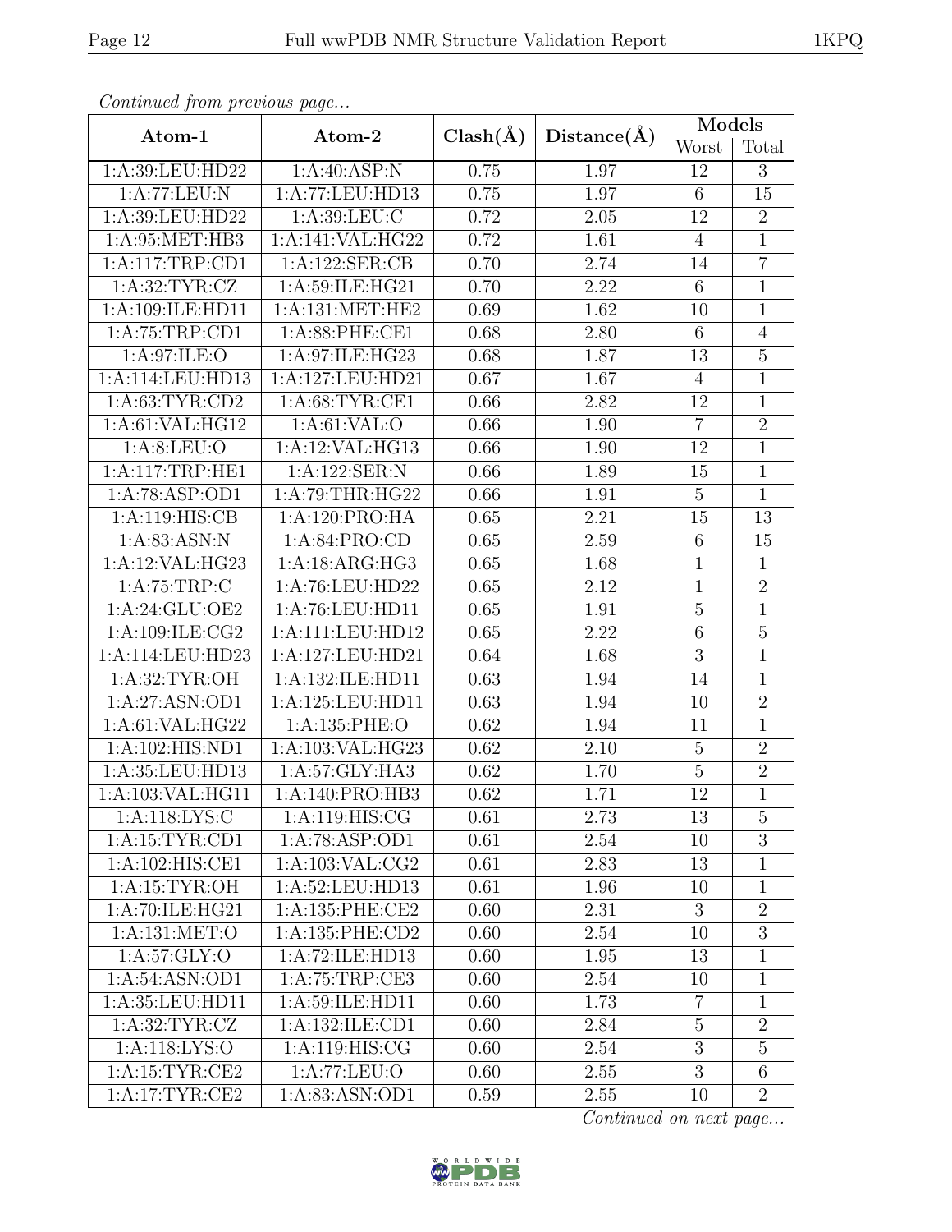*Continued from previous page...*

| Atom-1 | Atom-2 | Clash(Å) | Distance(Å) | Models | |
|---|---|---|---|---|---|
| | | | | Worst | Total |
| 1:A:39:LEU:HD22 | 1:A:40:ASP:N | 0.75 | 1.97 | 12 | 3 |
| 1:A:77:LEU:N | 1:A:77:LEU:HD13 | 0.75 | 1.97 | 6 | 15 |
| 1:A:39:LEU:HD22 | 1:A:39:LEU:C | 0.72 | 2.05 | 12 | 2 |
| 1:A:95:MET:HB3 | 1:A:141:VAL:HG22 | 0.72 | 1.61 | 4 | 1 |
| 1:A:117:TRP:CD1 | 1:A:122:SER:CB | 0.70 | 2.74 | 14 | 7 |
| 1:A:32:TYR:CZ | 1:A:59:ILE:HG21 | 0.70 | 2.22 | 6 | 1 |
| 1:A:109:ILE:HD11 | 1:A:131:MET:HE2 | 0.69 | 1.62 | 10 | 1 |
| 1:A:75:TRP:CD1 | 1:A:88:PHE:CE1 | 0.68 | 2.80 | 6 | 4 |
| 1:A:97:ILE:O | 1:A:97:ILE:HG23 | 0.68 | 1.87 | 13 | 5 |
| 1:A:114:LEU:HD13 | 1:A:127:LEU:HD21 | 0.67 | 1.67 | 4 | 1 |
| 1:A:63:TYR:CD2 | 1:A:68:TYR:CE1 | 0.66 | 2.82 | 12 | 1 |
| 1:A:61:VAL:HG12 | 1:A:61:VAL:O | 0.66 | 1.90 | 7 | 2 |
| 1:A:8:LEU:O | 1:A:12:VAL:HG13 | 0.66 | 1.90 | 12 | 1 |
| 1:A:117:TRP:HE1 | 1:A:122:SER:N | 0.66 | 1.89 | 15 | 1 |
| 1:A:78:ASP:OD1 | 1:A:79:THR:HG22 | 0.66 | 1.91 | 5 | 1 |
| 1:A:119:HIS:CB | 1:A:120:PRO:HA | 0.65 | 2.21 | 15 | 13 |
| 1:A:83:ASN:N | 1:A:84:PRO:CD | 0.65 | 2.59 | 6 | 15 |
| 1:A:12:VAL:HG23 | 1:A:18:ARG:HG3 | 0.65 | 1.68 | 1 | 1 |
| 1:A:75:TRP:C | 1:A:76:LEU:HD22 | 0.65 | 2.12 | 1 | 2 |
| 1:A:24:GLU:OE2 | 1:A:76:LEU:HD11 | 0.65 | 1.91 | 5 | 1 |
| 1:A:109:ILE:CG2 | 1:A:111:LEU:HD12 | 0.65 | 2.22 | 6 | 5 |
| 1:A:114:LEU:HD23 | 1:A:127:LEU:HD21 | 0.64 | 1.68 | 3 | 1 |
| 1:A:32:TYR:OH | 1:A:132:ILE:HD11 | 0.63 | 1.94 | 14 | 1 |
| 1:A:27:ASN:OD1 | 1:A:125:LEU:HD11 | 0.63 | 1.94 | 10 | 2 |
| 1:A:61:VAL:HG22 | 1:A:135:PHE:O | 0.62 | 1.94 | 11 | 1 |
| 1:A:102:HIS:ND1 | 1:A:103:VAL:HG23 | 0.62 | 2.10 | 5 | 2 |
| 1:A:35:LEU:HD13 | 1:A:57:GLY:HA3 | 0.62 | 1.70 | 5 | 2 |
| 1:A:103:VAL:HG11 | 1:A:140:PRO:HB3 | 0.62 | 1.71 | 12 | 1 |
| 1:A:118:LYS:C | 1:A:119:HIS:CG | 0.61 | 2.73 | 13 | 5 |
| 1:A:15:TYR:CD1 | 1:A:78:ASP:OD1 | 0.61 | 2.54 | 10 | 3 |
| 1:A:102:HIS:CE1 | 1:A:103:VAL:CG2 | 0.61 | 2.83 | 13 | 1 |
| 1:A:15:TYR:OH | 1:A:52:LEU:HD13 | 0.61 | 1.96 | 10 | 1 |
| 1:A:70:ILE:HG21 | 1:A:135:PHE:CE2 | 0.60 | 2.31 | 3 | 2 |
| 1:A:131:MET:O | 1:A:135:PHE:CD2 | 0.60 | 2.54 | 10 | 3 |
| 1:A:57:GLY:O | 1:A:72:ILE:HD13 | 0.60 | 1.95 | 13 | 1 |
| 1:A:54:ASN:OD1 | 1:A:75:TRP:CE3 | 0.60 | 2.54 | 10 | 1 |
| 1:A:35:LEU:HD11 | 1:A:59:ILE:HD11 | 0.60 | 1.73 | 7 | 1 |
| 1:A:32:TYR:CZ | 1:A:132:ILE:CD1 | 0.60 | 2.84 | 5 | 2 |
| 1:A:118:LYS:O | 1:A:119:HIS:CG | 0.60 | 2.54 | 3 | 5 |
| 1:A:15:TYR:CE2 | 1:A:77:LEU:O | 0.60 | 2.55 | 3 | 6 |
| 1:A:17:TYR:CE2 | 1:A:83:ASN:OD1 | 0.59 | 2.55 | 10 | 2 |

*Continued on next page...*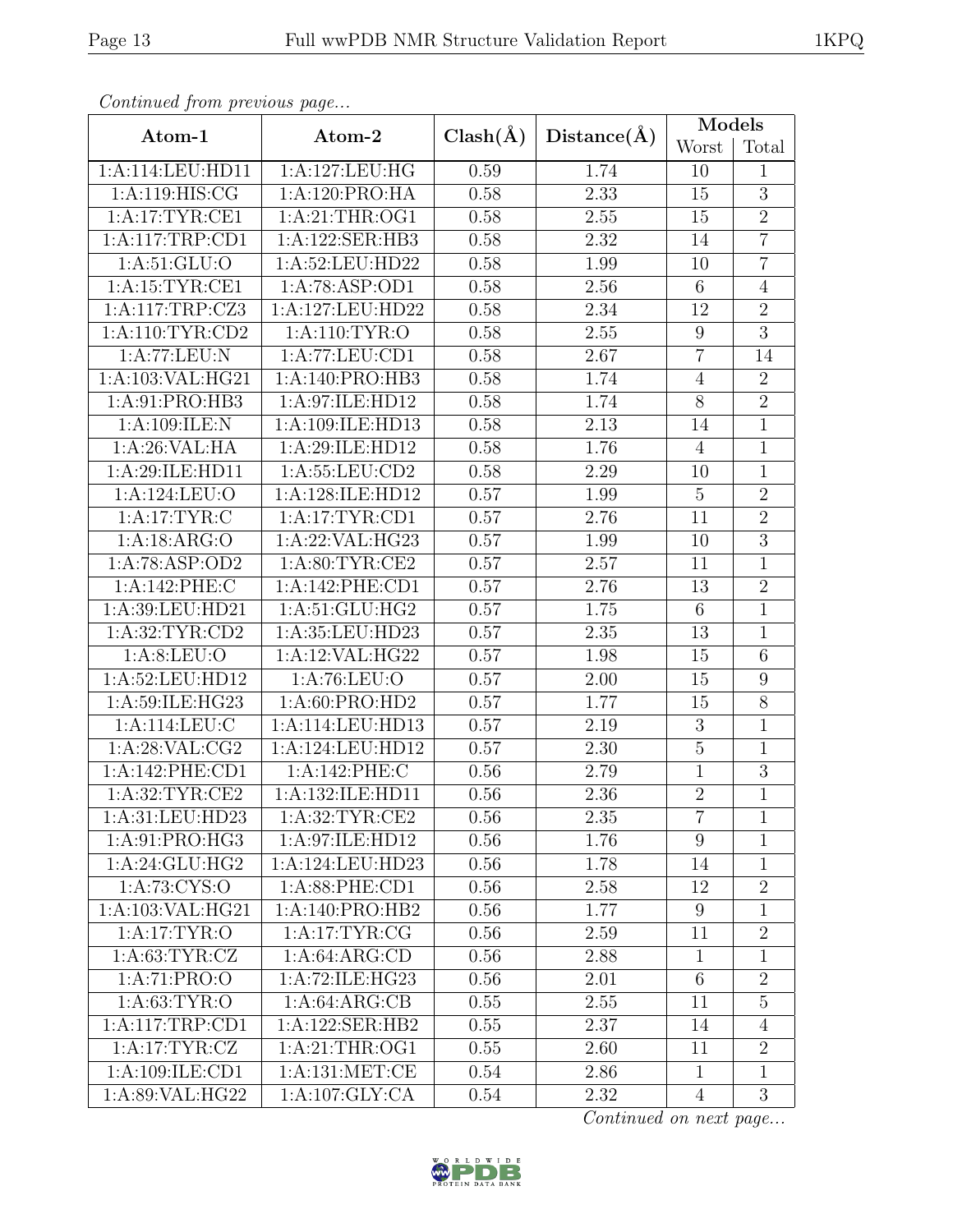*Continued from previous page...*

| Atom-1 | Atom-2 | Clash(Å) | Distance(Å) | Models | |
|---|---|---|---|---|---|
| | | | | Worst | Total |
| 1:A:114:LEU:HD11 | 1:A:127:LEU:HG | 0.59 | 1.74 | 10 | 1 |
| 1:A:119:HIS:CG | 1:A:120:PRO:HA | 0.58 | 2.33 | 15 | 3 |
| 1:A:17:TYR:CE1 | 1:A:21:THR:OG1 | 0.58 | 2.55 | 15 | 2 |
| 1:A:117:TRP:CD1 | 1:A:122:SER:HB3 | 0.58 | 2.32 | 14 | 7 |
| 1:A:51:GLU:O | 1:A:52:LEU:HD22 | 0.58 | 1.99 | 10 | 7 |
| 1:A:15:TYR:CE1 | 1:A:78:ASP:OD1 | 0.58 | 2.56 | 6 | 4 |
| 1:A:117:TRP:CZ3 | 1:A:127:LEU:HD22 | 0.58 | 2.34 | 12 | 2 |
| 1:A:110:TYR:CD2 | 1:A:110:TYR:O | 0.58 | 2.55 | 9 | 3 |
| 1:A:77:LEU:N | 1:A:77:LEU:CD1 | 0.58 | 2.67 | 7 | 14 |
| 1:A:103:VAL:HG21 | 1:A:140:PRO:HB3 | 0.58 | 1.74 | 4 | 2 |
| 1:A:91:PRO:HB3 | 1:A:97:ILE:HD12 | 0.58 | 1.74 | 8 | 2 |
| 1:A:109:ILE:N | 1:A:109:ILE:HD13 | 0.58 | 2.13 | 14 | 1 |
| 1:A:26:VAL:HA | 1:A:29:ILE:HD12 | 0.58 | 1.76 | 4 | 1 |
| 1:A:29:ILE:HD11 | 1:A:55:LEU:CD2 | 0.58 | 2.29 | 10 | 1 |
| 1:A:124:LEU:O | 1:A:128:ILE:HD12 | 0.57 | 1.99 | 5 | 2 |
| 1:A:17:TYR:C | 1:A:17:TYR:CD1 | 0.57 | 2.76 | 11 | 2 |
| 1:A:18:ARG:O | 1:A:22:VAL:HG23 | 0.57 | 1.99 | 10 | 3 |
| 1:A:78:ASP:OD2 | 1:A:80:TYR:CE2 | 0.57 | 2.57 | 11 | 1 |
| 1:A:142:PHE:C | 1:A:142:PHE:CD1 | 0.57 | 2.76 | 13 | 2 |
| 1:A:39:LEU:HD21 | 1:A:51:GLU:HG2 | 0.57 | 1.75 | 6 | 1 |
| 1:A:32:TYR:CD2 | 1:A:35:LEU:HD23 | 0.57 | 2.35 | 13 | 1 |
| 1:A:8:LEU:O | 1:A:12:VAL:HG22 | 0.57 | 1.98 | 15 | 6 |
| 1:A:52:LEU:HD12 | 1:A:76:LEU:O | 0.57 | 2.00 | 15 | 9 |
| 1:A:59:ILE:HG23 | 1:A:60:PRO:HD2 | 0.57 | 1.77 | 15 | 8 |
| 1:A:114:LEU:C | 1:A:114:LEU:HD13 | 0.57 | 2.19 | 3 | 1 |
| 1:A:28:VAL:CG2 | 1:A:124:LEU:HD12 | 0.57 | 2.30 | 5 | 1 |
| 1:A:142:PHE:CD1 | 1:A:142:PHE:C | 0.56 | 2.79 | 1 | 3 |
| 1:A:32:TYR:CE2 | 1:A:132:ILE:HD11 | 0.56 | 2.36 | 2 | 1 |
| 1:A:31:LEU:HD23 | 1:A:32:TYR:CE2 | 0.56 | 2.35 | 7 | 1 |
| 1:A:91:PRO:HG3 | 1:A:97:ILE:HD12 | 0.56 | 1.76 | 9 | 1 |
| 1:A:24:GLU:HG2 | 1:A:124:LEU:HD23 | 0.56 | 1.78 | 14 | 1 |
| 1:A:73:CYS:O | 1:A:88:PHE:CD1 | 0.56 | 2.58 | 12 | 2 |
| 1:A:103:VAL:HG21 | 1:A:140:PRO:HB2 | 0.56 | 1.77 | 9 | 1 |
| 1:A:17:TYR:O | 1:A:17:TYR:CG | 0.56 | 2.59 | 11 | 2 |
| 1:A:63:TYR:CZ | 1:A:64:ARG:CD | 0.56 | 2.88 | 1 | 1 |
| 1:A:71:PRO:O | 1:A:72:ILE:HG23 | 0.56 | 2.01 | 6 | 2 |
| 1:A:63:TYR:O | 1:A:64:ARG:CB | 0.55 | 2.55 | 11 | 5 |
| 1:A:117:TRP:CD1 | 1:A:122:SER:HB2 | 0.55 | 2.37 | 14 | 4 |
| 1:A:17:TYR:CZ | 1:A:21:THR:OG1 | 0.55 | 2.60 | 11 | 2 |
| 1:A:109:ILE:CD1 | 1:A:131:MET:CE | 0.54 | 2.86 | 1 | 1 |
| 1:A:89:VAL:HG22 | 1:A:107:GLY:CA | 0.54 | 2.32 | 4 | 3 |

*Continued on next page...*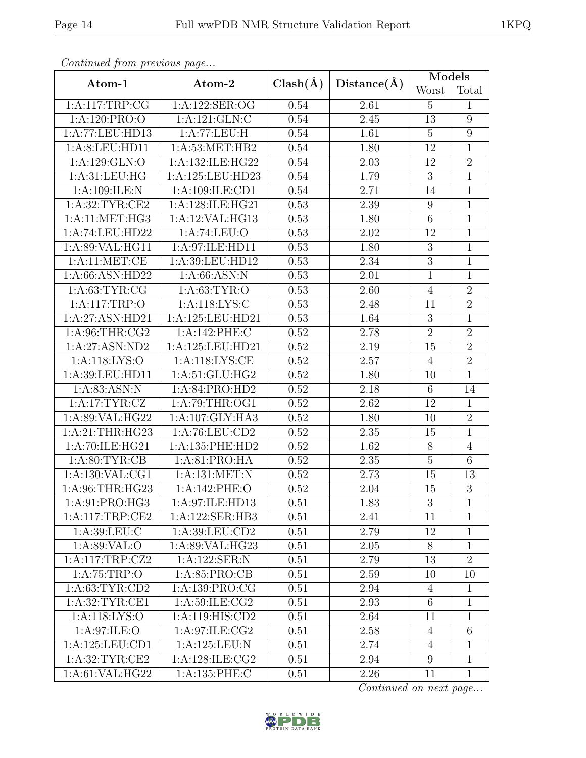*Continued from previous page...*

| Atom-1 | Atom-2 | Clash(Å) | Distance(Å) | Models | |
|---|---|---|---|---|---|
| | | | | Worst | Total |
| 1:A:117:TRP:CG | 1:A:122:SER:OG | 0.54 | 2.61 | 5 | 1 |
| 1:A:120:PRO:O | 1:A:121:GLN:C | 0.54 | 2.45 | 13 | 9 |
| 1:A:77:LEU:HD13 | 1:A:77:LEU:H | 0.54 | 1.61 | 5 | 9 |
| 1:A:8:LEU:HD11 | 1:A:53:MET:HB2 | 0.54 | 1.80 | 12 | 1 |
| 1:A:129:GLN:O | 1:A:132:ILE:HG22 | 0.54 | 2.03 | 12 | 2 |
| 1:A:31:LEU:HG | 1:A:125:LEU:HD23 | 0.54 | 1.79 | 3 | 1 |
| 1:A:109:ILE:N | 1:A:109:ILE:CD1 | 0.54 | 2.71 | 14 | 1 |
| 1:A:32:TYR:CE2 | 1:A:128:ILE:HG21 | 0.53 | 2.39 | 9 | 1 |
| 1:A:11:MET:HG3 | 1:A:12:VAL:HG13 | 0.53 | 1.80 | 6 | 1 |
| 1:A:74:LEU:HD22 | 1:A:74:LEU:O | 0.53 | 2.02 | 12 | 1 |
| 1:A:89:VAL:HG11 | 1:A:97:ILE:HD11 | 0.53 | 1.80 | 3 | 1 |
| 1:A:11:MET:CE | 1:A:39:LEU:HD12 | 0.53 | 2.34 | 3 | 1 |
| 1:A:66:ASN:HD22 | 1:A:66:ASN:N | 0.53 | 2.01 | 1 | 1 |
| 1:A:63:TYR:CG | 1:A:63:TYR:O | 0.53 | 2.60 | 4 | 2 |
| 1:A:117:TRP:O | 1:A:118:LYS:C | 0.53 | 2.48 | 11 | 2 |
| 1:A:27:ASN:HD21 | 1:A:125:LEU:HD21 | 0.53 | 1.64 | 3 | 1 |
| 1:A:96:THR:CG2 | 1:A:142:PHE:C | 0.52 | 2.78 | 2 | 2 |
| 1:A:27:ASN:ND2 | 1:A:125:LEU:HD21 | 0.52 | 2.19 | 15 | 2 |
| 1:A:118:LYS:O | 1:A:118:LYS:CE | 0.52 | 2.57 | 4 | 2 |
| 1:A:39:LEU:HD11 | 1:A:51:GLU:HG2 | 0.52 | 1.80 | 10 | 1 |
| 1:A:83:ASN:N | 1:A:84:PRO:HD2 | 0.52 | 2.18 | 6 | 14 |
| 1:A:17:TYR:CZ | 1:A:79:THR:OG1 | 0.52 | 2.62 | 12 | 1 |
| 1:A:89:VAL:HG22 | 1:A:107:GLY:HA3 | 0.52 | 1.80 | 10 | 2 |
| 1:A:21:THR:HG23 | 1:A:76:LEU:CD2 | 0.52 | 2.35 | 15 | 1 |
| 1:A:70:ILE:HG21 | 1:A:135:PHE:HD2 | 0.52 | 1.62 | 8 | 4 |
| 1:A:80:TYR:CB | 1:A:81:PRO:HA | 0.52 | 2.35 | 5 | 6 |
| 1:A:130:VAL:CG1 | 1:A:131:MET:N | 0.52 | 2.73 | 15 | 13 |
| 1:A:96:THR:HG23 | 1:A:142:PHE:O | 0.52 | 2.04 | 15 | 3 |
| 1:A:91:PRO:HG3 | 1:A:97:ILE:HD13 | 0.51 | 1.83 | 3 | 1 |
| 1:A:117:TRP:CE2 | 1:A:122:SER:HB3 | 0.51 | 2.41 | 11 | 1 |
| 1:A:39:LEU:C | 1:A:39:LEU:CD2 | 0.51 | 2.79 | 12 | 1 |
| 1:A:89:VAL:O | 1:A:89:VAL:HG23 | 0.51 | 2.05 | 8 | 1 |
| 1:A:117:TRP:CZ2 | 1:A:122:SER:N | 0.51 | 2.79 | 13 | 2 |
| 1:A:75:TRP:O | 1:A:85:PRO:CB | 0.51 | 2.59 | 10 | 10 |
| 1:A:63:TYR:CD2 | 1:A:139:PRO:CG | 0.51 | 2.94 | 4 | 1 |
| 1:A:32:TYR:CE1 | 1:A:59:ILE:CG2 | 0.51 | 2.93 | 6 | 1 |
| 1:A:118:LYS:O | 1:A:119:HIS:CD2 | 0.51 | 2.64 | 11 | 1 |
| 1:A:97:ILE:O | 1:A:97:ILE:CG2 | 0.51 | 2.58 | 4 | 6 |
| 1:A:125:LEU:CD1 | 1:A:125:LEU:N | 0.51 | 2.74 | 4 | 1 |
| 1:A:32:TYR:CE2 | 1:A:128:ILE:CG2 | 0.51 | 2.94 | 9 | 1 |
| 1:A:61:VAL:HG22 | 1:A:135:PHE:C | 0.51 | 2.26 | 11 | 1 |

*Continued on next page...*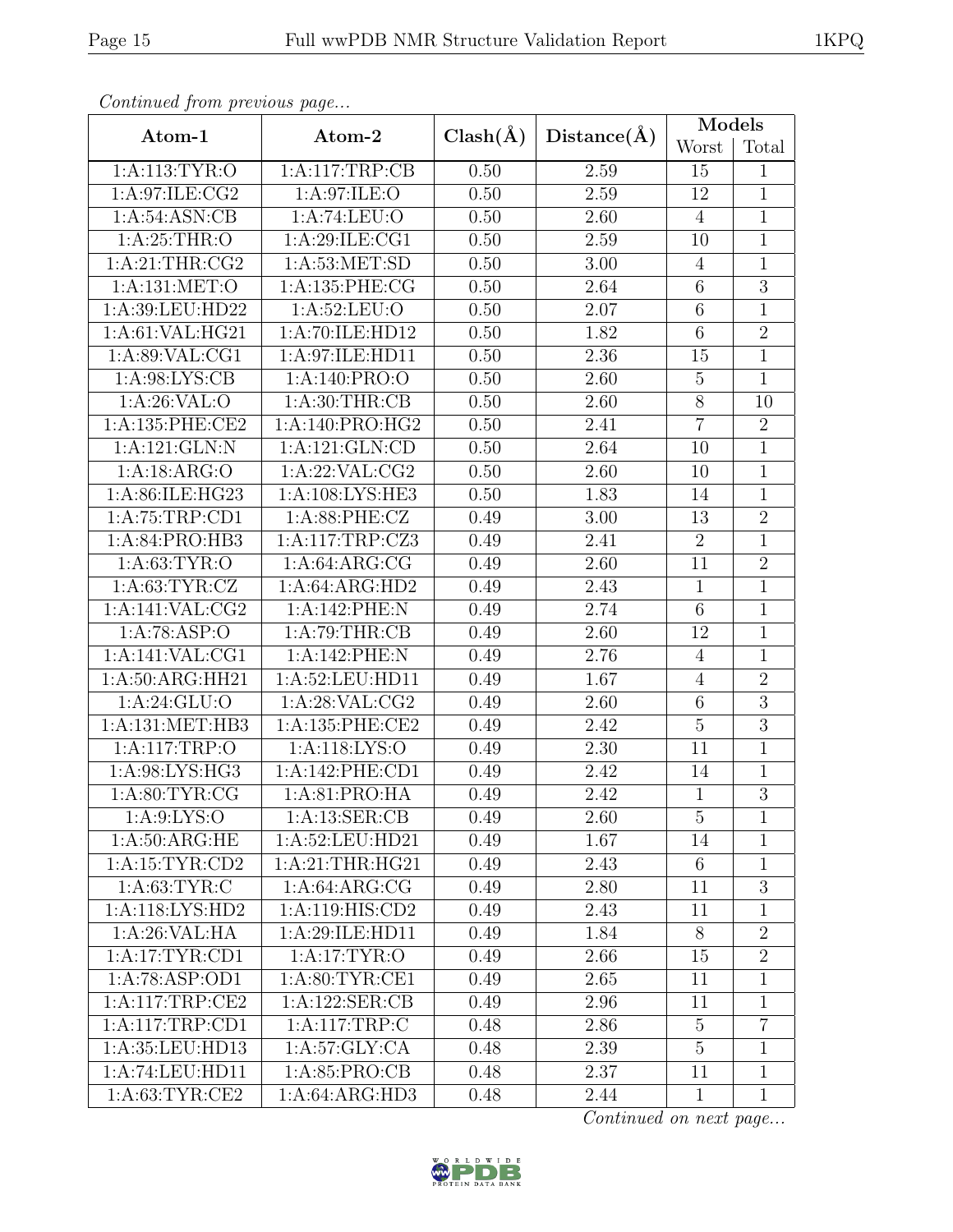*Continued from previous page...*

| Atom-1 | Atom-2 | Clash(Å) | Distance(Å) | Models | |
|---|---|---|---|---|---|
| | | | | Worst | Total |
| 1:A:113:TYR:O | 1:A:117:TRP:CB | 0.50 | 2.59 | 15 | 1 |
| 1:A:97:ILE:CG2 | 1:A:97:ILE:O | 0.50 | 2.59 | 12 | 1 |
| 1:A:54:ASN:CB | 1:A:74:LEU:O | 0.50 | 2.60 | 4 | 1 |
| 1:A:25:THR:O | 1:A:29:ILE:CG1 | 0.50 | 2.59 | 10 | 1 |
| 1:A:21:THR:CG2 | 1:A:53:MET:SD | 0.50 | 3.00 | 4 | 1 |
| 1:A:131:MET:O | 1:A:135:PHE:CG | 0.50 | 2.64 | 6 | 3 |
| 1:A:39:LEU:HD22 | 1:A:52:LEU:O | 0.50 | 2.07 | 6 | 1 |
| 1:A:61:VAL:HG21 | 1:A:70:ILE:HD12 | 0.50 | 1.82 | 6 | 2 |
| 1:A:89:VAL:CG1 | 1:A:97:ILE:HD11 | 0.50 | 2.36 | 15 | 1 |
| 1:A:98:LYS:CB | 1:A:140:PRO:O | 0.50 | 2.60 | 5 | 1 |
| 1:A:26:VAL:O | 1:A:30:THR:CB | 0.50 | 2.60 | 8 | 10 |
| 1:A:135:PHE:CE2 | 1:A:140:PRO:HG2 | 0.50 | 2.41 | 7 | 2 |
| 1:A:121:GLN:N | 1:A:121:GLN:CD | 0.50 | 2.64 | 10 | 1 |
| 1:A:18:ARG:O | 1:A:22:VAL:CG2 | 0.50 | 2.60 | 10 | 1 |
| 1:A:86:ILE:HG23 | 1:A:108:LYS:HE3 | 0.50 | 1.83 | 14 | 1 |
| 1:A:75:TRP:CD1 | 1:A:88:PHE:CZ | 0.49 | 3.00 | 13 | 2 |
| 1:A:84:PRO:HB3 | 1:A:117:TRP:CZ3 | 0.49 | 2.41 | 2 | 1 |
| 1:A:63:TYR:O | 1:A:64:ARG:CG | 0.49 | 2.60 | 11 | 2 |
| 1:A:63:TYR:CZ | 1:A:64:ARG:HD2 | 0.49 | 2.43 | 1 | 1 |
| 1:A:141:VAL:CG2 | 1:A:142:PHE:N | 0.49 | 2.74 | 6 | 1 |
| 1:A:78:ASP:O | 1:A:79:THR:CB | 0.49 | 2.60 | 12 | 1 |
| 1:A:141:VAL:CG1 | 1:A:142:PHE:N | 0.49 | 2.76 | 4 | 1 |
| 1:A:50:ARG:HH21 | 1:A:52:LEU:HD11 | 0.49 | 1.67 | 4 | 2 |
| 1:A:24:GLU:O | 1:A:28:VAL:CG2 | 0.49 | 2.60 | 6 | 3 |
| 1:A:131:MET:HB3 | 1:A:135:PHE:CE2 | 0.49 | 2.42 | 5 | 3 |
| 1:A:117:TRP:O | 1:A:118:LYS:O | 0.49 | 2.30 | 11 | 1 |
| 1:A:98:LYS:HG3 | 1:A:142:PHE:CD1 | 0.49 | 2.42 | 14 | 1 |
| 1:A:80:TYR:CG | 1:A:81:PRO:HA | 0.49 | 2.42 | 1 | 3 |
| 1:A:9:LYS:O | 1:A:13:SER:CB | 0.49 | 2.60 | 5 | 1 |
| 1:A:50:ARG:HE | 1:A:52:LEU:HD21 | 0.49 | 1.67 | 14 | 1 |
| 1:A:15:TYR:CD2 | 1:A:21:THR:HG21 | 0.49 | 2.43 | 6 | 1 |
| 1:A:63:TYR:C | 1:A:64:ARG:CG | 0.49 | 2.80 | 11 | 3 |
| 1:A:118:LYS:HD2 | 1:A:119:HIS:CD2 | 0.49 | 2.43 | 11 | 1 |
| 1:A:26:VAL:HA | 1:A:29:ILE:HD11 | 0.49 | 1.84 | 8 | 2 |
| 1:A:17:TYR:CD1 | 1:A:17:TYR:O | 0.49 | 2.66 | 15 | 2 |
| 1:A:78:ASP:OD1 | 1:A:80:TYR:CE1 | 0.49 | 2.65 | 11 | 1 |
| 1:A:117:TRP:CE2 | 1:A:122:SER:CB | 0.49 | 2.96 | 11 | 1 |
| 1:A:117:TRP:CD1 | 1:A:117:TRP:C | 0.48 | 2.86 | 5 | 7 |
| 1:A:35:LEU:HD13 | 1:A:57:GLY:CA | 0.48 | 2.39 | 5 | 1 |
| 1:A:74:LEU:HD11 | 1:A:85:PRO:CB | 0.48 | 2.37 | 11 | 1 |
| 1:A:63:TYR:CE2 | 1:A:64:ARG:HD3 | 0.48 | 2.44 | 1 | 1 |

*Continued on next page...*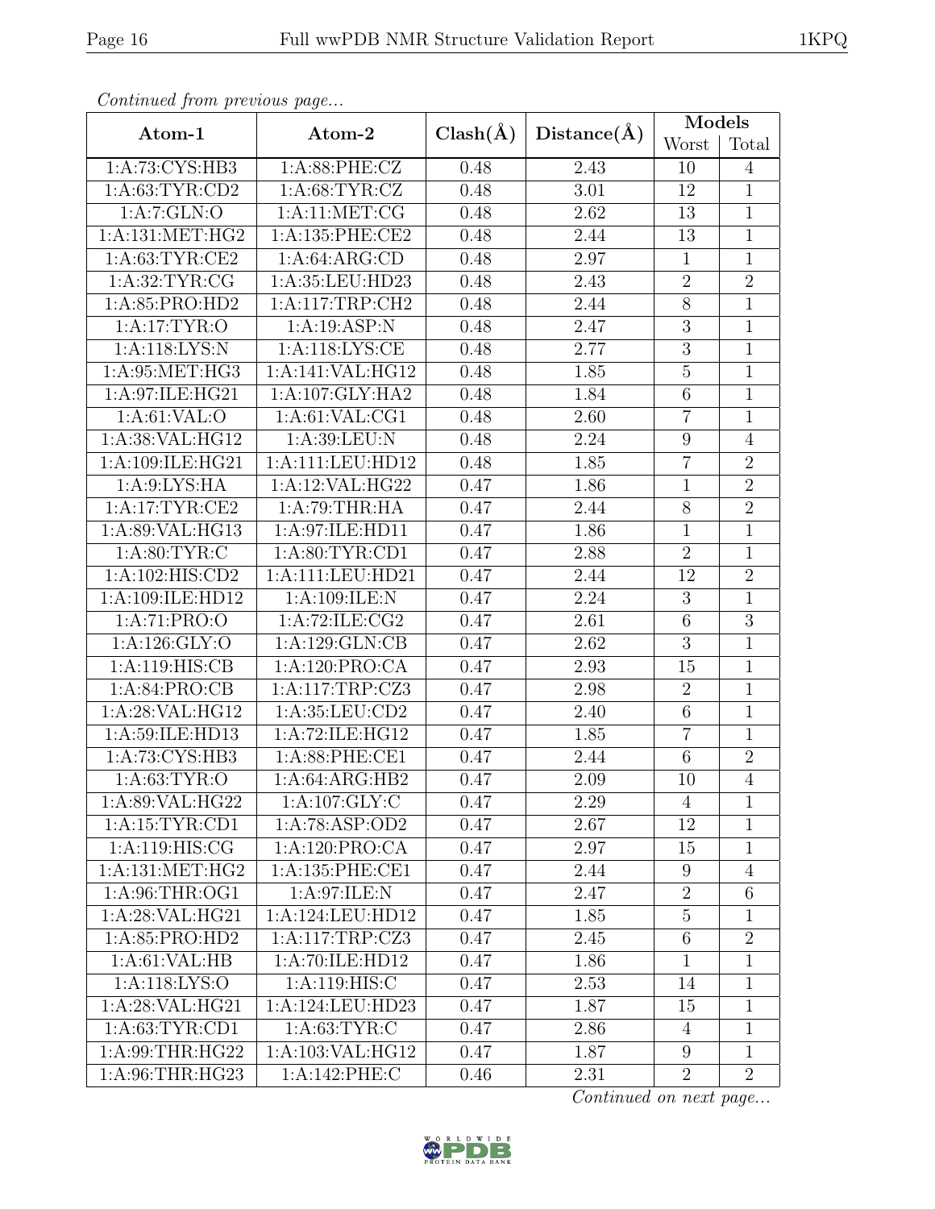*Continued from previous page...*

| Atom-1 | Atom-2 | Clash(Å) | Distance(Å) | Models | |
|---|---|---|---|---|---|
| | | | | Worst | Total |
| 1:A:73:CYS:HB3 | 1:A:88:PHE:CZ | 0.48 | 2.43 | 10 | 4 |
| 1:A:63:TYR:CD2 | 1:A:68:TYR:CZ | 0.48 | 3.01 | 12 | 1 |
| 1:A:7:GLN:O | 1:A:11:MET:CG | 0.48 | 2.62 | 13 | 1 |
| 1:A:131:MET:HG2 | 1:A:135:PHE:CE2 | 0.48 | 2.44 | 13 | 1 |
| 1:A:63:TYR:CE2 | 1:A:64:ARG:CD | 0.48 | 2.97 | 1 | 1 |
| 1:A:32:TYR:CG | 1:A:35:LEU:HD23 | 0.48 | 2.43 | 2 | 2 |
| 1:A:85:PRO:HD2 | 1:A:117:TRP:CH2 | 0.48 | 2.44 | 8 | 1 |
| 1:A:17:TYR:O | 1:A:19:ASP:N | 0.48 | 2.47 | 3 | 1 |
| 1:A:118:LYS:N | 1:A:118:LYS:CE | 0.48 | 2.77 | 3 | 1 |
| 1:A:95:MET:HG3 | 1:A:141:VAL:HG12 | 0.48 | 1.85 | 5 | 1 |
| 1:A:97:ILE:HG21 | 1:A:107:GLY:HA2 | 0.48 | 1.84 | 6 | 1 |
| 1:A:61:VAL:O | 1:A:61:VAL:CG1 | 0.48 | 2.60 | 7 | 1 |
| 1:A:38:VAL:HG12 | 1:A:39:LEU:N | 0.48 | 2.24 | 9 | 4 |
| 1:A:109:ILE:HG21 | 1:A:111:LEU:HD12 | 0.48 | 1.85 | 7 | 2 |
| 1:A:9:LYS:HA | 1:A:12:VAL:HG22 | 0.47 | 1.86 | 1 | 2 |
| 1:A:17:TYR:CE2 | 1:A:79:THR:HA | 0.47 | 2.44 | 8 | 2 |
| 1:A:89:VAL:HG13 | 1:A:97:ILE:HD11 | 0.47 | 1.86 | 1 | 1 |
| 1:A:80:TYR:C | 1:A:80:TYR:CD1 | 0.47 | 2.88 | 2 | 1 |
| 1:A:102:HIS:CD2 | 1:A:111:LEU:HD21 | 0.47 | 2.44 | 12 | 2 |
| 1:A:109:ILE:HD12 | 1:A:109:ILE:N | 0.47 | 2.24 | 3 | 1 |
| 1:A:71:PRO:O | 1:A:72:ILE:CG2 | 0.47 | 2.61 | 6 | 3 |
| 1:A:126:GLY:O | 1:A:129:GLN:CB | 0.47 | 2.62 | 3 | 1 |
| 1:A:119:HIS:CB | 1:A:120:PRO:CA | 0.47 | 2.93 | 15 | 1 |
| 1:A:84:PRO:CB | 1:A:117:TRP:CZ3 | 0.47 | 2.98 | 2 | 1 |
| 1:A:28:VAL:HG12 | 1:A:35:LEU:CD2 | 0.47 | 2.40 | 6 | 1 |
| 1:A:59:ILE:HD13 | 1:A:72:ILE:HG12 | 0.47 | 1.85 | 7 | 1 |
| 1:A:73:CYS:HB3 | 1:A:88:PHE:CE1 | 0.47 | 2.44 | 6 | 2 |
| 1:A:63:TYR:O | 1:A:64:ARG:HB2 | 0.47 | 2.09 | 10 | 4 |
| 1:A:89:VAL:HG22 | 1:A:107:GLY:C | 0.47 | 2.29 | 4 | 1 |
| 1:A:15:TYR:CD1 | 1:A:78:ASP:OD2 | 0.47 | 2.67 | 12 | 1 |
| 1:A:119:HIS:CG | 1:A:120:PRO:CA | 0.47 | 2.97 | 15 | 1 |
| 1:A:131:MET:HG2 | 1:A:135:PHE:CE1 | 0.47 | 2.44 | 9 | 4 |
| 1:A:96:THR:OG1 | 1:A:97:ILE:N | 0.47 | 2.47 | 2 | 6 |
| 1:A:28:VAL:HG21 | 1:A:124:LEU:HD12 | 0.47 | 1.85 | 5 | 1 |
| 1:A:85:PRO:HD2 | 1:A:117:TRP:CZ3 | 0.47 | 2.45 | 6 | 2 |
| 1:A:61:VAL:HB | 1:A:70:ILE:HD12 | 0.47 | 1.86 | 1 | 1 |
| 1:A:118:LYS:O | 1:A:119:HIS:C | 0.47 | 2.53 | 14 | 1 |
| 1:A:28:VAL:HG21 | 1:A:124:LEU:HD23 | 0.47 | 1.87 | 15 | 1 |
| 1:A:63:TYR:CD1 | 1:A:63:TYR:C | 0.47 | 2.86 | 4 | 1 |
| 1:A:99:THR:HG22 | 1:A:103:VAL:HG12 | 0.47 | 1.87 | 9 | 1 |
| 1:A:96:THR:HG23 | 1:A:142:PHE:C | 0.46 | 2.31 | 2 | 2 |

*Continued on next page...*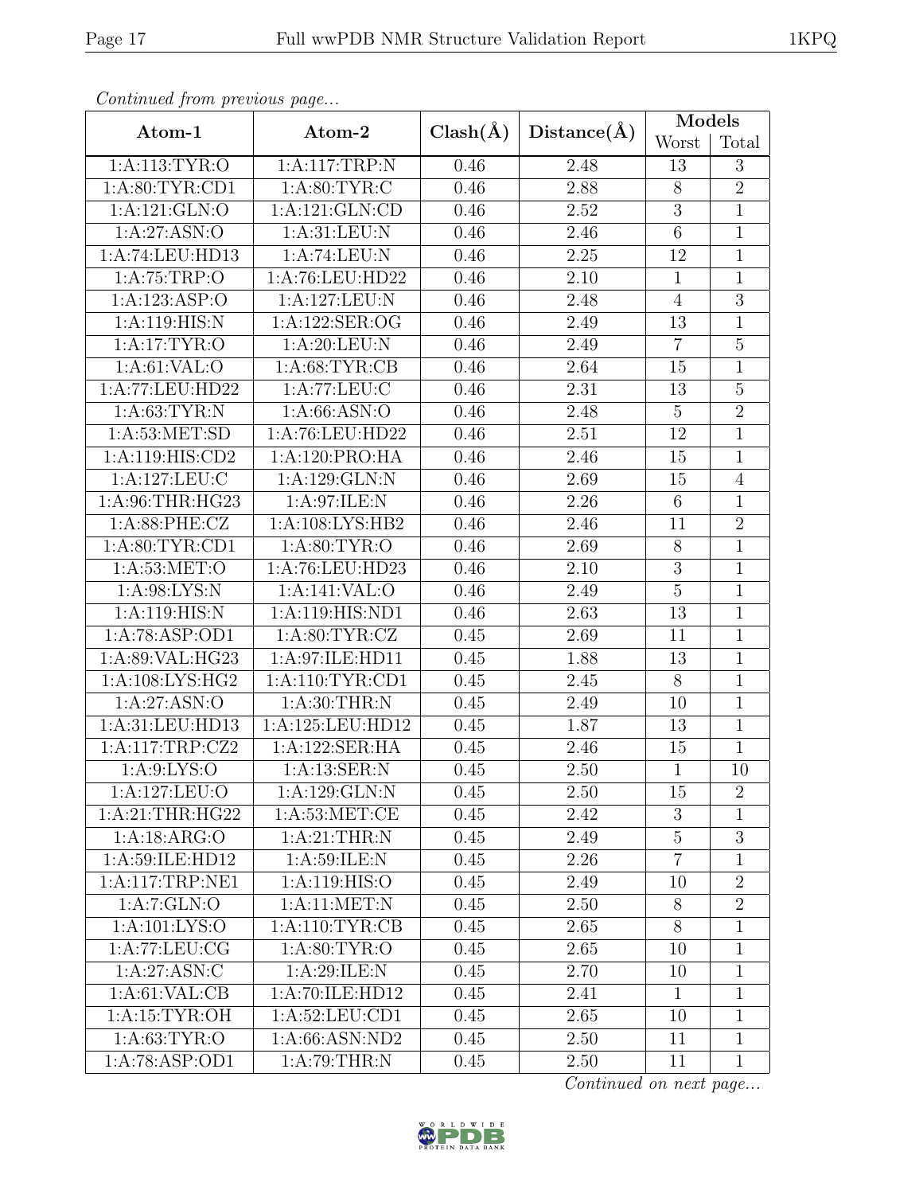*Continued from previous page...*

| Atom-1 | Atom-2 | Clash(Å) | Distance(Å) | Models | |
|---|---|---|---|---|---|
| | | | | Worst | Total |
| 1:A:113:TYR:O | 1:A:117:TRP:N | 0.46 | 2.48 | 13 | 3 |
| 1:A:80:TYR:CD1 | 1:A:80:TYR:C | 0.46 | 2.88 | 8 | 2 |
| 1:A:121:GLN:O | 1:A:121:GLN:CD | 0.46 | 2.52 | 3 | 1 |
| 1:A:27:ASN:O | 1:A:31:LEU:N | 0.46 | 2.46 | 6 | 1 |
| 1:A:74:LEU:HD13 | 1:A:74:LEU:N | 0.46 | 2.25 | 12 | 1 |
| 1:A:75:TRP:O | 1:A:76:LEU:HD22 | 0.46 | 2.10 | 1 | 1 |
| 1:A:123:ASP:O | 1:A:127:LEU:N | 0.46 | 2.48 | 4 | 3 |
| 1:A:119:HIS:N | 1:A:122:SER:OG | 0.46 | 2.49 | 13 | 1 |
| 1:A:17:TYR:O | 1:A:20:LEU:N | 0.46 | 2.49 | 7 | 5 |
| 1:A:61:VAL:O | 1:A:68:TYR:CB | 0.46 | 2.64 | 15 | 1 |
| 1:A:77:LEU:HD22 | 1:A:77:LEU:C | 0.46 | 2.31 | 13 | 5 |
| 1:A:63:TYR:N | 1:A:66:ASN:O | 0.46 | 2.48 | 5 | 2 |
| 1:A:53:MET:SD | 1:A:76:LEU:HD22 | 0.46 | 2.51 | 12 | 1 |
| 1:A:119:HIS:CD2 | 1:A:120:PRO:HA | 0.46 | 2.46 | 15 | 1 |
| 1:A:127:LEU:C | 1:A:129:GLN:N | 0.46 | 2.69 | 15 | 4 |
| 1:A:96:THR:HG23 | 1:A:97:ILE:N | 0.46 | 2.26 | 6 | 1 |
| 1:A:88:PHE:CZ | 1:A:108:LYS:HB2 | 0.46 | 2.46 | 11 | 2 |
| 1:A:80:TYR:CD1 | 1:A:80:TYR:O | 0.46 | 2.69 | 8 | 1 |
| 1:A:53:MET:O | 1:A:76:LEU:HD23 | 0.46 | 2.10 | 3 | 1 |
| 1:A:98:LYS:N | 1:A:141:VAL:O | 0.46 | 2.49 | 5 | 1 |
| 1:A:119:HIS:N | 1:A:119:HIS:ND1 | 0.46 | 2.63 | 13 | 1 |
| 1:A:78:ASP:OD1 | 1:A:80:TYR:CZ | 0.45 | 2.69 | 11 | 1 |
| 1:A:89:VAL:HG23 | 1:A:97:ILE:HD11 | 0.45 | 1.88 | 13 | 1 |
| 1:A:108:LYS:HG2 | 1:A:110:TYR:CD1 | 0.45 | 2.45 | 8 | 1 |
| 1:A:27:ASN:O | 1:A:30:THR:N | 0.45 | 2.49 | 10 | 1 |
| 1:A:31:LEU:HD13 | 1:A:125:LEU:HD12 | 0.45 | 1.87 | 13 | 1 |
| 1:A:117:TRP:CZ2 | 1:A:122:SER:HA | 0.45 | 2.46 | 15 | 1 |
| 1:A:9:LYS:O | 1:A:13:SER:N | 0.45 | 2.50 | 1 | 10 |
| 1:A:127:LEU:O | 1:A:129:GLN:N | 0.45 | 2.50 | 15 | 2 |
| 1:A:21:THR:HG22 | 1:A:53:MET:CE | 0.45 | 2.42 | 3 | 1 |
| 1:A:18:ARG:O | 1:A:21:THR:N | 0.45 | 2.49 | 5 | 3 |
| 1:A:59:ILE:HD12 | 1:A:59:ILE:N | 0.45 | 2.26 | 7 | 1 |
| 1:A:117:TRP:NE1 | 1:A:119:HIS:O | 0.45 | 2.49 | 10 | 2 |
| 1:A:7:GLN:O | 1:A:11:MET:N | 0.45 | 2.50 | 8 | 2 |
| 1:A:101:LYS:O | 1:A:110:TYR:CB | 0.45 | 2.65 | 8 | 1 |
| 1:A:77:LEU:CG | 1:A:80:TYR:O | 0.45 | 2.65 | 10 | 1 |
| 1:A:27:ASN:C | 1:A:29:ILE:N | 0.45 | 2.70 | 10 | 1 |
| 1:A:61:VAL:CB | 1:A:70:ILE:HD12 | 0.45 | 2.41 | 1 | 1 |
| 1:A:15:TYR:OH | 1:A:52:LEU:CD1 | 0.45 | 2.65 | 10 | 1 |
| 1:A:63:TYR:O | 1:A:66:ASN:ND2 | 0.45 | 2.50 | 11 | 1 |
| 1:A:78:ASP:OD1 | 1:A:79:THR:N | 0.45 | 2.50 | 11 | 1 |

*Continued on next page...*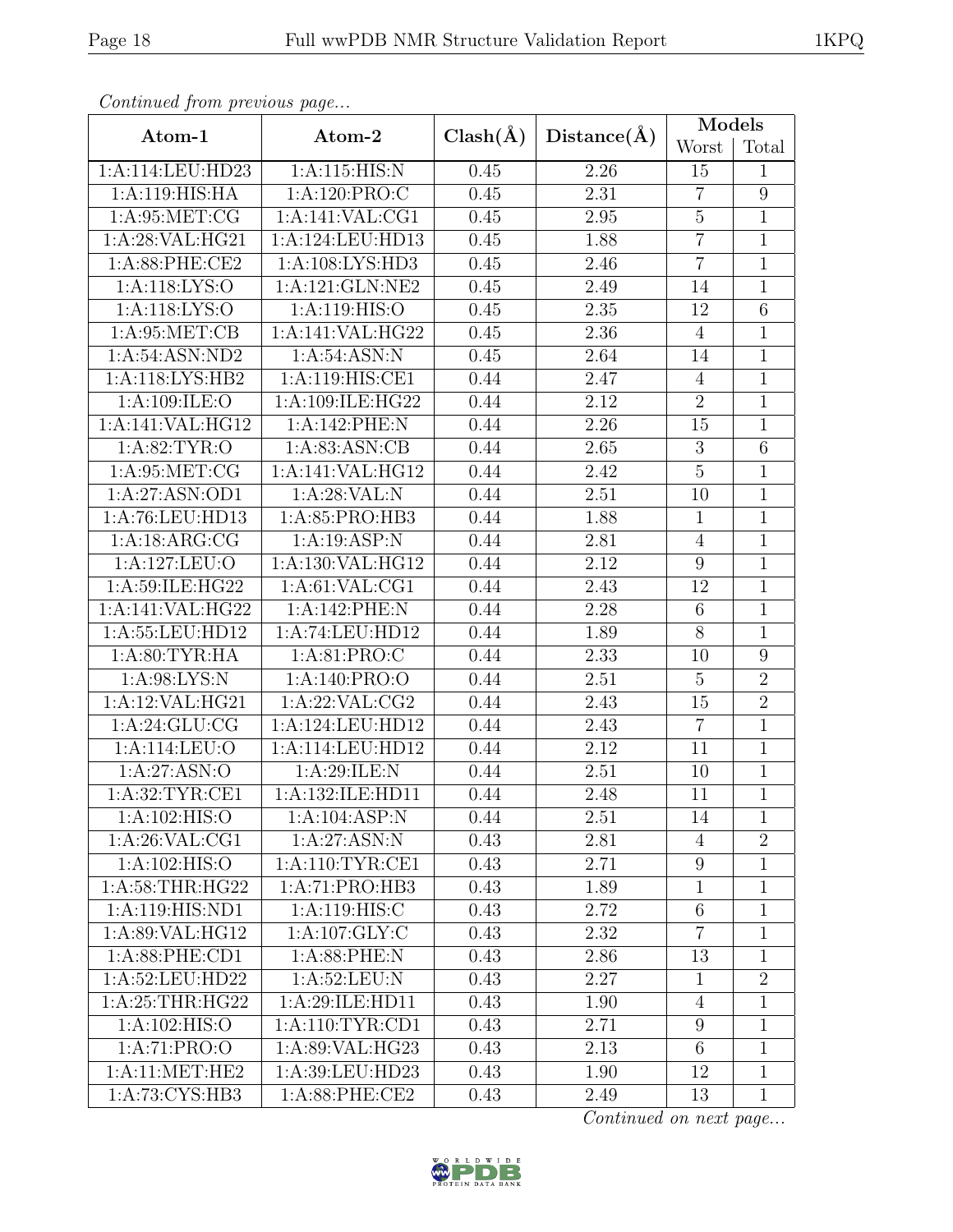*Continued from previous page...*

| Atom-1 | Atom-2 | Clash(Å) | Distance(Å) | Models | |
|---|---|---|---|---|---|
| | | | | Worst | Total |
| 1:A:114:LEU:HD23 | 1:A:115:HIS:N | 0.45 | 2.26 | 15 | 1 |
| 1:A:119:HIS:HA | 1:A:120:PRO:C | 0.45 | 2.31 | 7 | 9 |
| 1:A:95:MET:CG | 1:A:141:VAL:CG1 | 0.45 | 2.95 | 5 | 1 |
| 1:A:28:VAL:HG21 | 1:A:124:LEU:HD13 | 0.45 | 1.88 | 7 | 1 |
| 1:A:88:PHE:CE2 | 1:A:108:LYS:HD3 | 0.45 | 2.46 | 7 | 1 |
| 1:A:118:LYS:O | 1:A:121:GLN:NE2 | 0.45 | 2.49 | 14 | 1 |
| 1:A:118:LYS:O | 1:A:119:HIS:O | 0.45 | 2.35 | 12 | 6 |
| 1:A:95:MET:CB | 1:A:141:VAL:HG22 | 0.45 | 2.36 | 4 | 1 |
| 1:A:54:ASN:ND2 | 1:A:54:ASN:N | 0.45 | 2.64 | 14 | 1 |
| 1:A:118:LYS:HB2 | 1:A:119:HIS:CE1 | 0.44 | 2.47 | 4 | 1 |
| 1:A:109:ILE:O | 1:A:109:ILE:HG22 | 0.44 | 2.12 | 2 | 1 |
| 1:A:141:VAL:HG12 | 1:A:142:PHE:N | 0.44 | 2.26 | 15 | 1 |
| 1:A:82:TYR:O | 1:A:83:ASN:CB | 0.44 | 2.65 | 3 | 6 |
| 1:A:95:MET:CG | 1:A:141:VAL:HG12 | 0.44 | 2.42 | 5 | 1 |
| 1:A:27:ASN:OD1 | 1:A:28:VAL:N | 0.44 | 2.51 | 10 | 1 |
| 1:A:76:LEU:HD13 | 1:A:85:PRO:HB3 | 0.44 | 1.88 | 1 | 1 |
| 1:A:18:ARG:CG | 1:A:19:ASP:N | 0.44 | 2.81 | 4 | 1 |
| 1:A:127:LEU:O | 1:A:130:VAL:HG12 | 0.44 | 2.12 | 9 | 1 |
| 1:A:59:ILE:HG22 | 1:A:61:VAL:CG1 | 0.44 | 2.43 | 12 | 1 |
| 1:A:141:VAL:HG22 | 1:A:142:PHE:N | 0.44 | 2.28 | 6 | 1 |
| 1:A:55:LEU:HD12 | 1:A:74:LEU:HD12 | 0.44 | 1.89 | 8 | 1 |
| 1:A:80:TYR:HA | 1:A:81:PRO:C | 0.44 | 2.33 | 10 | 9 |
| 1:A:98:LYS:N | 1:A:140:PRO:O | 0.44 | 2.51 | 5 | 2 |
| 1:A:12:VAL:HG21 | 1:A:22:VAL:CG2 | 0.44 | 2.43 | 15 | 2 |
| 1:A:24:GLU:CG | 1:A:124:LEU:HD12 | 0.44 | 2.43 | 7 | 1 |
| 1:A:114:LEU:O | 1:A:114:LEU:HD12 | 0.44 | 2.12 | 11 | 1 |
| 1:A:27:ASN:O | 1:A:29:ILE:N | 0.44 | 2.51 | 10 | 1 |
| 1:A:32:TYR:CE1 | 1:A:132:ILE:HD11 | 0.44 | 2.48 | 11 | 1 |
| 1:A:102:HIS:O | 1:A:104:ASP:N | 0.44 | 2.51 | 14 | 1 |
| 1:A:26:VAL:CG1 | 1:A:27:ASN:N | 0.43 | 2.81 | 4 | 2 |
| 1:A:102:HIS:O | 1:A:110:TYR:CE1 | 0.43 | 2.71 | 9 | 1 |
| 1:A:58:THR:HG22 | 1:A:71:PRO:HB3 | 0.43 | 1.89 | 1 | 1 |
| 1:A:119:HIS:ND1 | 1:A:119:HIS:C | 0.43 | 2.72 | 6 | 1 |
| 1:A:89:VAL:HG12 | 1:A:107:GLY:C | 0.43 | 2.32 | 7 | 1 |
| 1:A:88:PHE:CD1 | 1:A:88:PHE:N | 0.43 | 2.86 | 13 | 1 |
| 1:A:52:LEU:HD22 | 1:A:52:LEU:N | 0.43 | 2.27 | 1 | 2 |
| 1:A:25:THR:HG22 | 1:A:29:ILE:HD11 | 0.43 | 1.90 | 4 | 1 |
| 1:A:102:HIS:O | 1:A:110:TYR:CD1 | 0.43 | 2.71 | 9 | 1 |
| 1:A:71:PRO:O | 1:A:89:VAL:HG23 | 0.43 | 2.13 | 6 | 1 |
| 1:A:11:MET:HE2 | 1:A:39:LEU:HD23 | 0.43 | 1.90 | 12 | 1 |
| 1:A:73:CYS:HB3 | 1:A:88:PHE:CE2 | 0.43 | 2.49 | 13 | 1 |

*Continued on next page...*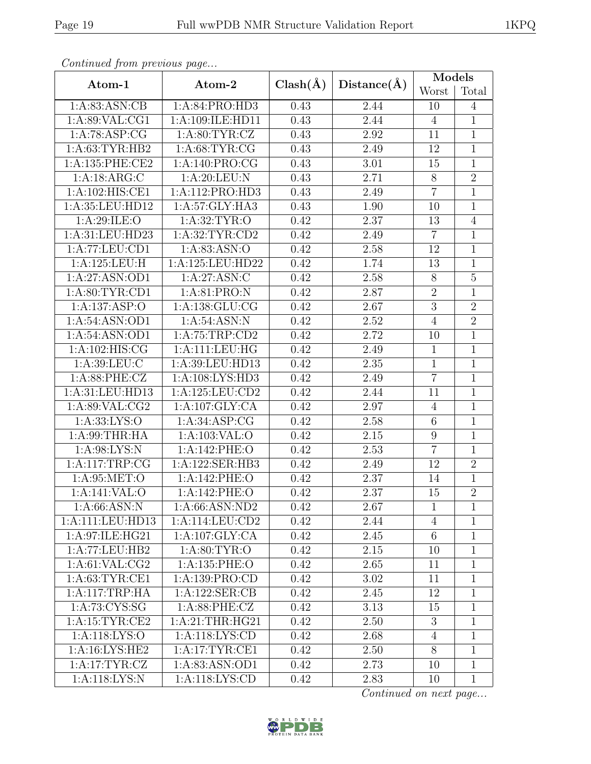*Continued from previous page...*

| Atom-1 | Atom-2 | Clash(Å) | Distance(Å) | Models | |
|---|---|---|---|---|---|
| | | | | Worst | Total |
| 1:A:83:ASN:CB | 1:A:84:PRO:HD3 | 0.43 | 2.44 | 10 | 4 |
| 1:A:89:VAL:CG1 | 1:A:109:ILE:HD11 | 0.43 | 2.44 | 4 | 1 |
| 1:A:78:ASP:CG | 1:A:80:TYR:CZ | 0.43 | 2.92 | 11 | 1 |
| 1:A:63:TYR:HB2 | 1:A:68:TYR:CG | 0.43 | 2.49 | 12 | 1 |
| 1:A:135:PHE:CE2 | 1:A:140:PRO:CG | 0.43 | 3.01 | 15 | 1 |
| 1:A:18:ARG:C | 1:A:20:LEU:N | 0.43 | 2.71 | 8 | 2 |
| 1:A:102:HIS:CE1 | 1:A:112:PRO:HD3 | 0.43 | 2.49 | 7 | 1 |
| 1:A:35:LEU:HD12 | 1:A:57:GLY:HA3 | 0.43 | 1.90 | 10 | 1 |
| 1:A:29:ILE:O | 1:A:32:TYR:O | 0.42 | 2.37 | 13 | 4 |
| 1:A:31:LEU:HD23 | 1:A:32:TYR:CD2 | 0.42 | 2.49 | 7 | 1 |
| 1:A:77:LEU:CD1 | 1:A:83:ASN:O | 0.42 | 2.58 | 12 | 1 |
| 1:A:125:LEU:H | 1:A:125:LEU:HD22 | 0.42 | 1.74 | 13 | 1 |
| 1:A:27:ASN:OD1 | 1:A:27:ASN:C | 0.42 | 2.58 | 8 | 5 |
| 1:A:80:TYR:CD1 | 1:A:81:PRO:N | 0.42 | 2.87 | 2 | 1 |
| 1:A:137:ASP:O | 1:A:138:GLU:CG | 0.42 | 2.67 | 3 | 2 |
| 1:A:54:ASN:OD1 | 1:A:54:ASN:N | 0.42 | 2.52 | 4 | 2 |
| 1:A:54:ASN:OD1 | 1:A:75:TRP:CD2 | 0.42 | 2.72 | 10 | 1 |
| 1:A:102:HIS:CG | 1:A:111:LEU:HG | 0.42 | 2.49 | 1 | 1 |
| 1:A:39:LEU:C | 1:A:39:LEU:HD13 | 0.42 | 2.35 | 1 | 1 |
| 1:A:88:PHE:CZ | 1:A:108:LYS:HD3 | 0.42 | 2.49 | 7 | 1 |
| 1:A:31:LEU:HD13 | 1:A:125:LEU:CD2 | 0.42 | 2.44 | 11 | 1 |
| 1:A:89:VAL:CG2 | 1:A:107:GLY:CA | 0.42 | 2.97 | 4 | 1 |
| 1:A:33:LYS:O | 1:A:34:ASP:CG | 0.42 | 2.58 | 6 | 1 |
| 1:A:99:THR:HA | 1:A:103:VAL:O | 0.42 | 2.15 | 9 | 1 |
| 1:A:98:LYS:N | 1:A:142:PHE:O | 0.42 | 2.53 | 7 | 1 |
| 1:A:117:TRP:CG | 1:A:122:SER:HB3 | 0.42 | 2.49 | 12 | 2 |
| 1:A:95:MET:O | 1:A:142:PHE:O | 0.42 | 2.37 | 14 | 1 |
| 1:A:141:VAL:O | 1:A:142:PHE:O | 0.42 | 2.37 | 15 | 2 |
| 1:A:66:ASN:N | 1:A:66:ASN:ND2 | 0.42 | 2.67 | 1 | 1 |
| 1:A:111:LEU:HD13 | 1:A:114:LEU:CD2 | 0.42 | 2.44 | 4 | 1 |
| 1:A:97:ILE:HG21 | 1:A:107:GLY:CA | 0.42 | 2.45 | 6 | 1 |
| 1:A:77:LEU:HB2 | 1:A:80:TYR:O | 0.42 | 2.15 | 10 | 1 |
| 1:A:61:VAL:CG2 | 1:A:135:PHE:O | 0.42 | 2.65 | 11 | 1 |
| 1:A:63:TYR:CE1 | 1:A:139:PRO:CD | 0.42 | 3.02 | 11 | 1 |
| 1:A:117:TRP:HA | 1:A:122:SER:CB | 0.42 | 2.45 | 12 | 1 |
| 1:A:73:CYS:SG | 1:A:88:PHE:CZ | 0.42 | 3.13 | 15 | 1 |
| 1:A:15:TYR:CE2 | 1:A:21:THR:HG21 | 0.42 | 2.50 | 3 | 1 |
| 1:A:118:LYS:O | 1:A:118:LYS:CD | 0.42 | 2.68 | 4 | 1 |
| 1:A:16:LYS:HE2 | 1:A:17:TYR:CE1 | 0.42 | 2.50 | 8 | 1 |
| 1:A:17:TYR:CZ | 1:A:83:ASN:OD1 | 0.42 | 2.73 | 10 | 1 |
| 1:A:118:LYS:N | 1:A:118:LYS:CD | 0.42 | 2.83 | 10 | 1 |

*Continued on next page...*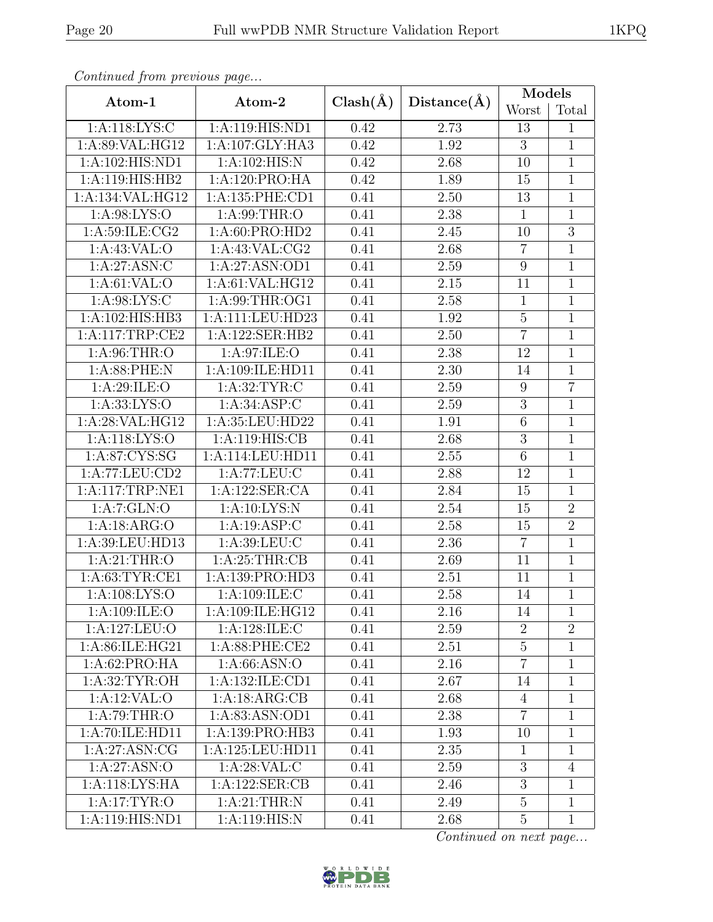*Continued from previous page...*

| Atom-1 | Atom-2 | Clash(Å) | Distance(Å) | Models | |
|---|---|---|---|---|---|
| | | | | Worst | Total |
| 1:A:118:LYS:C | 1:A:119:HIS:ND1 | 0.42 | 2.73 | 13 | 1 |
| 1:A:89:VAL:HG12 | 1:A:107:GLY:HA3 | 0.42 | 1.92 | 3 | 1 |
| 1:A:102:HIS:ND1 | 1:A:102:HIS:N | 0.42 | 2.68 | 10 | 1 |
| 1:A:119:HIS:HB2 | 1:A:120:PRO:HA | 0.42 | 1.89 | 15 | 1 |
| 1:A:134:VAL:HG12 | 1:A:135:PHE:CD1 | 0.41 | 2.50 | 13 | 1 |
| 1:A:98:LYS:O | 1:A:99:THR:O | 0.41 | 2.38 | 1 | 1 |
| 1:A:59:ILE:CG2 | 1:A:60:PRO:HD2 | 0.41 | 2.45 | 10 | 3 |
| 1:A:43:VAL:O | 1:A:43:VAL:CG2 | 0.41 | 2.68 | 7 | 1 |
| 1:A:27:ASN:C | 1:A:27:ASN:OD1 | 0.41 | 2.59 | 9 | 1 |
| 1:A:61:VAL:O | 1:A:61:VAL:HG12 | 0.41 | 2.15 | 11 | 1 |
| 1:A:98:LYS:C | 1:A:99:THR:OG1 | 0.41 | 2.58 | 1 | 1 |
| 1:A:102:HIS:HB3 | 1:A:111:LEU:HD23 | 0.41 | 1.92 | 5 | 1 |
| 1:A:117:TRP:CE2 | 1:A:122:SER:HB2 | 0.41 | 2.50 | 7 | 1 |
| 1:A:96:THR:O | 1:A:97:ILE:O | 0.41 | 2.38 | 12 | 1 |
| 1:A:88:PHE:N | 1:A:109:ILE:HD11 | 0.41 | 2.30 | 14 | 1 |
| 1:A:29:ILE:O | 1:A:32:TYR:C | 0.41 | 2.59 | 9 | 7 |
| 1:A:33:LYS:O | 1:A:34:ASP:C | 0.41 | 2.59 | 3 | 1 |
| 1:A:28:VAL:HG12 | 1:A:35:LEU:HD22 | 0.41 | 1.91 | 6 | 1 |
| 1:A:118:LYS:O | 1:A:119:HIS:CB | 0.41 | 2.68 | 3 | 1 |
| 1:A:87:CYS:SG | 1:A:114:LEU:HD11 | 0.41 | 2.55 | 6 | 1 |
| 1:A:77:LEU:CD2 | 1:A:77:LEU:C | 0.41 | 2.88 | 12 | 1 |
| 1:A:117:TRP:NE1 | 1:A:122:SER:CA | 0.41 | 2.84 | 15 | 1 |
| 1:A:7:GLN:O | 1:A:10:LYS:N | 0.41 | 2.54 | 15 | 2 |
| 1:A:18:ARG:O | 1:A:19:ASP:C | 0.41 | 2.58 | 15 | 2 |
| 1:A:39:LEU:HD13 | 1:A:39:LEU:C | 0.41 | 2.36 | 7 | 1 |
| 1:A:21:THR:O | 1:A:25:THR:CB | 0.41 | 2.69 | 11 | 1 |
| 1:A:63:TYR:CE1 | 1:A:139:PRO:HD3 | 0.41 | 2.51 | 11 | 1 |
| 1:A:108:LYS:O | 1:A:109:ILE:C | 0.41 | 2.58 | 14 | 1 |
| 1:A:109:ILE:O | 1:A:109:ILE:HG12 | 0.41 | 2.16 | 14 | 1 |
| 1:A:127:LEU:O | 1:A:128:ILE:C | 0.41 | 2.59 | 2 | 2 |
| 1:A:86:ILE:HG21 | 1:A:88:PHE:CE2 | 0.41 | 2.51 | 5 | 1 |
| 1:A:62:PRO:HA | 1:A:66:ASN:O | 0.41 | 2.16 | 7 | 1 |
| 1:A:32:TYR:OH | 1:A:132:ILE:CD1 | 0.41 | 2.67 | 14 | 1 |
| 1:A:12:VAL:O | 1:A:18:ARG:CB | 0.41 | 2.68 | 4 | 1 |
| 1:A:79:THR:O | 1:A:83:ASN:OD1 | 0.41 | 2.38 | 7 | 1 |
| 1:A:70:ILE:HD11 | 1:A:139:PRO:HB3 | 0.41 | 1.93 | 10 | 1 |
| 1:A:27:ASN:CG | 1:A:125:LEU:HD11 | 0.41 | 2.35 | 1 | 1 |
| 1:A:27:ASN:O | 1:A:28:VAL:C | 0.41 | 2.59 | 3 | 4 |
| 1:A:118:LYS:HA | 1:A:122:SER:CB | 0.41 | 2.46 | 3 | 1 |
| 1:A:17:TYR:O | 1:A:21:THR:N | 0.41 | 2.49 | 5 | 1 |
| 1:A:119:HIS:ND1 | 1:A:119:HIS:N | 0.41 | 2.68 | 5 | 1 |

*Continued on next page...*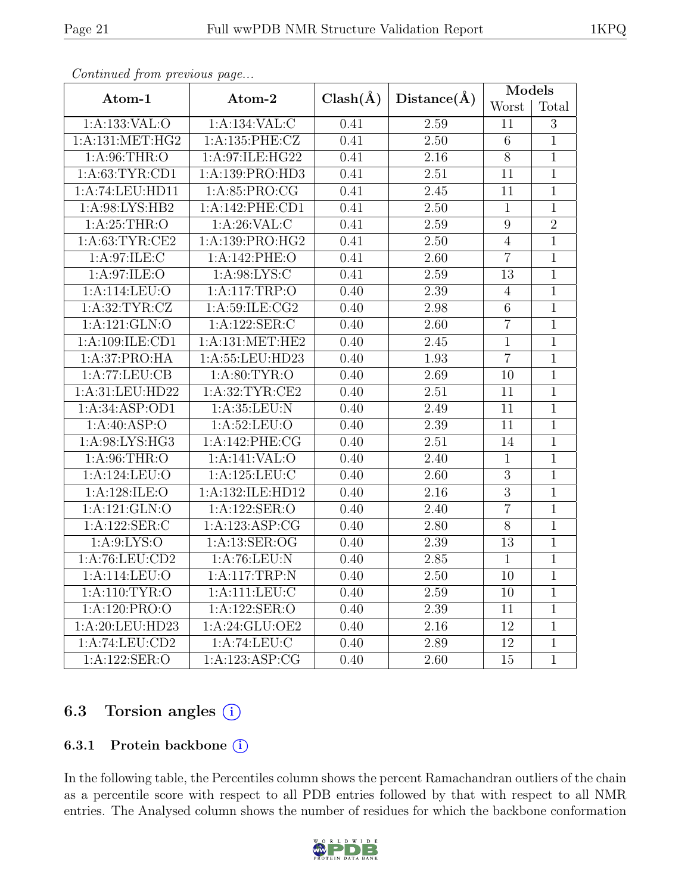*Continued from previous page...*

| Atom-1 | Atom-2 | Clash(Å) | Distance(Å) | Models | |
|---|---|---|---|---|---|
| | | | | Worst | Total |
| 1:A:133:VAL:O | 1:A:134:VAL:C | 0.41 | 2.59 | 11 | 3 |
| 1:A:131:MET:HG2 | 1:A:135:PHE:CZ | 0.41 | 2.50 | 6 | 1 |
| 1:A:96:THR:O | 1:A:97:ILE:HG22 | 0.41 | 2.16 | 8 | 1 |
| 1:A:63:TYR:CD1 | 1:A:139:PRO:HD3 | 0.41 | 2.51 | 11 | 1 |
| 1:A:74:LEU:HD11 | 1:A:85:PRO:CG | 0.41 | 2.45 | 11 | 1 |
| 1:A:98:LYS:HB2 | 1:A:142:PHE:CD1 | 0.41 | 2.50 | 1 | 1 |
| 1:A:25:THR:O | 1:A:26:VAL:C | 0.41 | 2.59 | 9 | 2 |
| 1:A:63:TYR:CE2 | 1:A:139:PRO:HG2 | 0.41 | 2.50 | 4 | 1 |
| 1:A:97:ILE:C | 1:A:142:PHE:O | 0.41 | 2.60 | 7 | 1 |
| 1:A:97:ILE:O | 1:A:98:LYS:C | 0.41 | 2.59 | 13 | 1 |
| 1:A:114:LEU:O | 1:A:117:TRP:O | 0.40 | 2.39 | 4 | 1 |
| 1:A:32:TYR:CZ | 1:A:59:ILE:CG2 | 0.40 | 2.98 | 6 | 1 |
| 1:A:121:GLN:O | 1:A:122:SER:C | 0.40 | 2.60 | 7 | 1 |
| 1:A:109:ILE:CD1 | 1:A:131:MET:HE2 | 0.40 | 2.45 | 1 | 1 |
| 1:A:37:PRO:HA | 1:A:55:LEU:HD23 | 0.40 | 1.93 | 7 | 1 |
| 1:A:77:LEU:CB | 1:A:80:TYR:O | 0.40 | 2.69 | 10 | 1 |
| 1:A:31:LEU:HD22 | 1:A:32:TYR:CE2 | 0.40 | 2.51 | 11 | 1 |
| 1:A:34:ASP:OD1 | 1:A:35:LEU:N | 0.40 | 2.49 | 11 | 1 |
| 1:A:40:ASP:O | 1:A:52:LEU:O | 0.40 | 2.39 | 11 | 1 |
| 1:A:98:LYS:HG3 | 1:A:142:PHE:CG | 0.40 | 2.51 | 14 | 1 |
| 1:A:96:THR:O | 1:A:141:VAL:O | 0.40 | 2.40 | 1 | 1 |
| 1:A:124:LEU:O | 1:A:125:LEU:C | 0.40 | 2.60 | 3 | 1 |
| 1:A:128:ILE:O | 1:A:132:ILE:HD12 | 0.40 | 2.16 | 3 | 1 |
| 1:A:121:GLN:O | 1:A:122:SER:O | 0.40 | 2.40 | 7 | 1 |
| 1:A:122:SER:C | 1:A:123:ASP:CG | 0.40 | 2.80 | 8 | 1 |
| 1:A:9:LYS:O | 1:A:13:SER:OG | 0.40 | 2.39 | 13 | 1 |
| 1:A:76:LEU:CD2 | 1:A:76:LEU:N | 0.40 | 2.85 | 1 | 1 |
| 1:A:114:LEU:O | 1:A:117:TRP:N | 0.40 | 2.50 | 10 | 1 |
| 1:A:110:TYR:O | 1:A:111:LEU:C | 0.40 | 2.59 | 10 | 1 |
| 1:A:120:PRO:O | 1:A:122:SER:O | 0.40 | 2.39 | 11 | 1 |
| 1:A:20:LEU:HD23 | 1:A:24:GLU:OE2 | 0.40 | 2.16 | 12 | 1 |
| 1:A:74:LEU:CD2 | 1:A:74:LEU:C | 0.40 | 2.89 | 12 | 1 |
| 1:A:122:SER:O | 1:A:123:ASP:CG | 0.40 | 2.60 | 15 | 1 |

## 6.3 Torsion angles (i)

### 6.3.1 Protein backbone (i)

In the following table, the Percentiles column shows the percent Ramachandran outliers of the chain as a percentile score with respect to all PDB entries followed by that with respect to all NMR entries. The Analysed column shows the number of residues for which the backbone conformation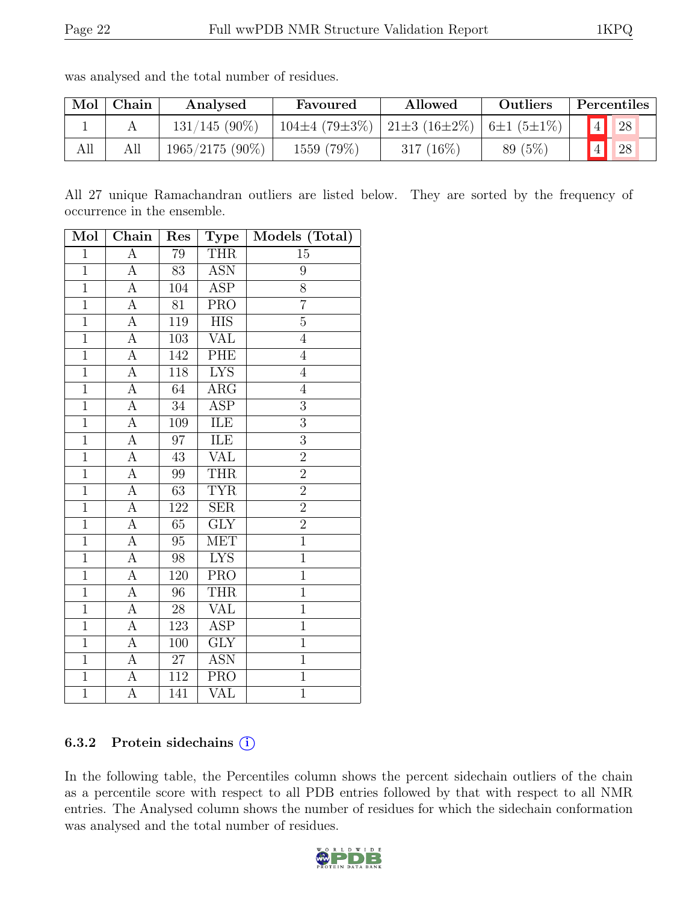was analysed and the total number of residues.

| Mol | Chain | Analysed | Favoured | Allowed | Outliers | Percentiles | |
|---|---|---|---|---|---|---|---|
| 1 | A | 131/145 (90%) | 104±4 (79±3%) | 21±3 (16±2%) | 6±1 (5±1%) | 4 | 28 |
| All | All | 1965/2175 (90%) | 1559 (79%) | 317 (16%) | 89 (5%) | 4 | 28 |

All 27 unique Ramachandran outliers are listed below. They are sorted by the frequency of occurrence in the ensemble.

| Mol | Chain | Res | Type | Models (Total) |
|---|---|---|---|---|
| 1 | A | 79 | THR | 15 |
| 1 | A | 83 | ASN | 9 |
| 1 | A | 104 | ASP | 8 |
| 1 | A | 81 | PRO | 7 |
| 1 | A | 119 | HIS | 5 |
| 1 | A | 103 | VAL | 4 |
| 1 | A | 142 | PHE | 4 |
| 1 | A | 118 | LYS | 4 |
| 1 | A | 64 | ARG | 4 |
| 1 | A | 34 | ASP | 3 |
| 1 | A | 109 | ILE | 3 |
| 1 | A | 97 | ILE | 3 |
| 1 | A | 43 | VAL | 2 |
| 1 | A | 99 | THR | 2 |
| 1 | A | 63 | TYR | 2 |
| 1 | A | 122 | SER | 2 |
| 1 | A | 65 | GLY | 2 |
| 1 | A | 95 | MET | 1 |
| 1 | A | 98 | LYS | 1 |
| 1 | A | 120 | PRO | 1 |
| 1 | A | 96 | THR | 1 |
| 1 | A | 28 | VAL | 1 |
| 1 | A | 123 | ASP | 1 |
| 1 | A | 100 | GLY | 1 |
| 1 | A | 27 | ASN | 1 |
| 1 | A | 112 | PRO | 1 |
| 1 | A | 141 | VAL | 1 |

### 6.3.2 Protein sidechains (i)

In the following table, the Percentiles column shows the percent sidechain outliers of the chain as a percentile score with respect to all PDB entries followed by that with respect to all NMR entries. The Analysed column shows the number of residues for which the sidechain conformation was analysed and the total number of residues.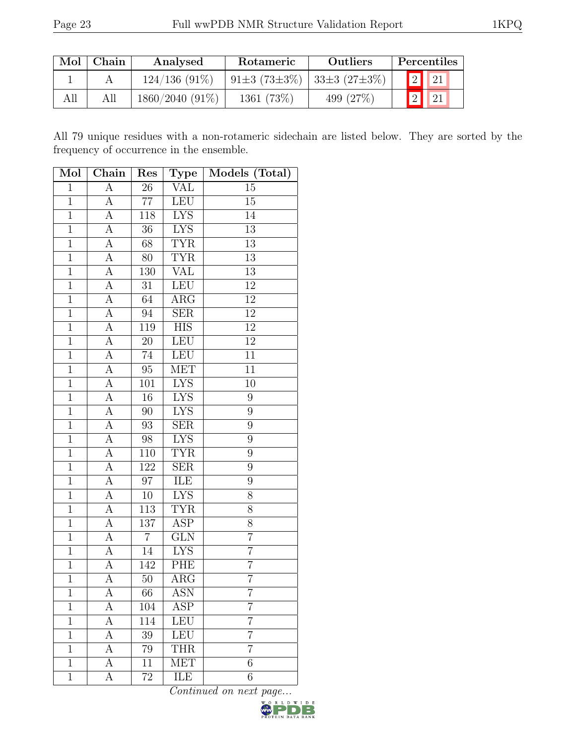| Mol | Chain | Analysed | Rotameric | Outliers | Percentiles | |
|---|---|---|---|---|---|---|
| 1 | A | 124/136 (91%) | 91±3 (73±3%) | 33±3 (27±3%) | 2 | 21 |
| All | All | 1860/2040 (91%) | 1361 (73%) | 499 (27%) | 2 | 21 |

All 79 unique residues with a non-rotameric sidechain are listed below. They are sorted by the frequency of occurrence in the ensemble.

| Mol | Chain | Res | Type | Models (Total) |
|---|---|---|---|---|
| 1 | A | 26 | VAL | 15 |
| 1 | A | 77 | LEU | 15 |
| 1 | A | 118 | LYS | 14 |
| 1 | A | 36 | LYS | 13 |
| 1 | A | 68 | TYR | 13 |
| 1 | A | 80 | TYR | 13 |
| 1 | A | 130 | VAL | 13 |
| 1 | A | 31 | LEU | 12 |
| 1 | A | 64 | ARG | 12 |
| 1 | A | 94 | SER | 12 |
| 1 | A | 119 | HIS | 12 |
| 1 | A | 20 | LEU | 12 |
| 1 | A | 74 | LEU | 11 |
| 1 | A | 95 | MET | 11 |
| 1 | A | 101 | LYS | 10 |
| 1 | A | 16 | LYS | 9 |
| 1 | A | 90 | LYS | 9 |
| 1 | A | 93 | SER | 9 |
| 1 | A | 98 | LYS | 9 |
| 1 | A | 110 | TYR | 9 |
| 1 | A | 122 | SER | 9 |
| 1 | A | 97 | ILE | 9 |
| 1 | A | 10 | LYS | 8 |
| 1 | A | 113 | TYR | 8 |
| 1 | A | 137 | ASP | 8 |
| 1 | A | 7 | GLN | 7 |
| 1 | A | 14 | LYS | 7 |
| 1 | A | 142 | PHE | 7 |
| 1 | A | 50 | ARG | 7 |
| 1 | A | 66 | ASN | 7 |
| 1 | A | 104 | ASP | 7 |
| 1 | A | 114 | LEU | 7 |
| 1 | A | 39 | LEU | 7 |
| 1 | A | 79 | THR | 7 |
| 1 | A | 11 | MET | 6 |
| 1 | A | 72 | ILE | 6 |

*Continued on next page...*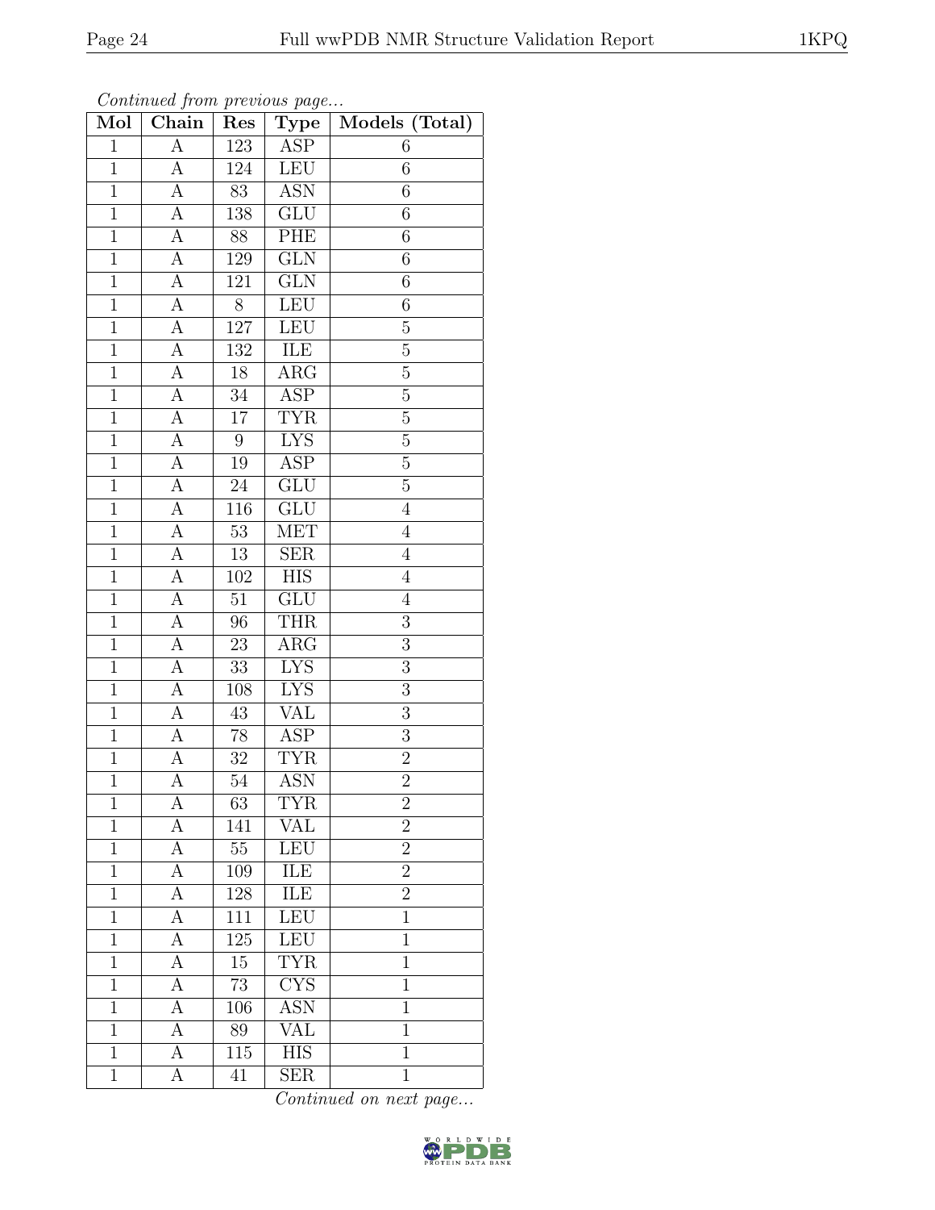*Continued from previous page...*

| Mol | Chain | Res | Type | Models (Total) |
|---|---|---|---|---|
| 1 | A | 123 | ASP | 6 |
| 1 | A | 124 | LEU | 6 |
| 1 | A | 83 | ASN | 6 |
| 1 | A | 138 | GLU | 6 |
| 1 | A | 88 | PHE | 6 |
| 1 | A | 129 | GLN | 6 |
| 1 | A | 121 | GLN | 6 |
| 1 | A | 8 | LEU | 6 |
| 1 | A | 127 | LEU | 5 |
| 1 | A | 132 | ILE | 5 |
| 1 | A | 18 | ARG | 5 |
| 1 | A | 34 | ASP | 5 |
| 1 | A | 17 | TYR | 5 |
| 1 | A | 9 | LYS | 5 |
| 1 | A | 19 | ASP | 5 |
| 1 | A | 24 | GLU | 5 |
| 1 | A | 116 | GLU | 4 |
| 1 | A | 53 | MET | 4 |
| 1 | A | 13 | SER | 4 |
| 1 | A | 102 | HIS | 4 |
| 1 | A | 51 | GLU | 4 |
| 1 | A | 96 | THR | 3 |
| 1 | A | 23 | ARG | 3 |
| 1 | A | 33 | LYS | 3 |
| 1 | A | 108 | LYS | 3 |
| 1 | A | 43 | VAL | 3 |
| 1 | A | 78 | ASP | 3 |
| 1 | A | 32 | TYR | 2 |
| 1 | A | 54 | ASN | 2 |
| 1 | A | 63 | TYR | 2 |
| 1 | A | 141 | VAL | 2 |
| 1 | A | 55 | LEU | 2 |
| 1 | A | 109 | ILE | 2 |
| 1 | A | 128 | ILE | 2 |
| 1 | A | 111 | LEU | 1 |
| 1 | A | 125 | LEU | 1 |
| 1 | A | 15 | TYR | 1 |
| 1 | A | 73 | CYS | 1 |
| 1 | A | 106 | ASN | 1 |
| 1 | A | 89 | VAL | 1 |
| 1 | A | 115 | HIS | 1 |
| 1 | A | 41 | SER | 1 |

*Continued on next page...*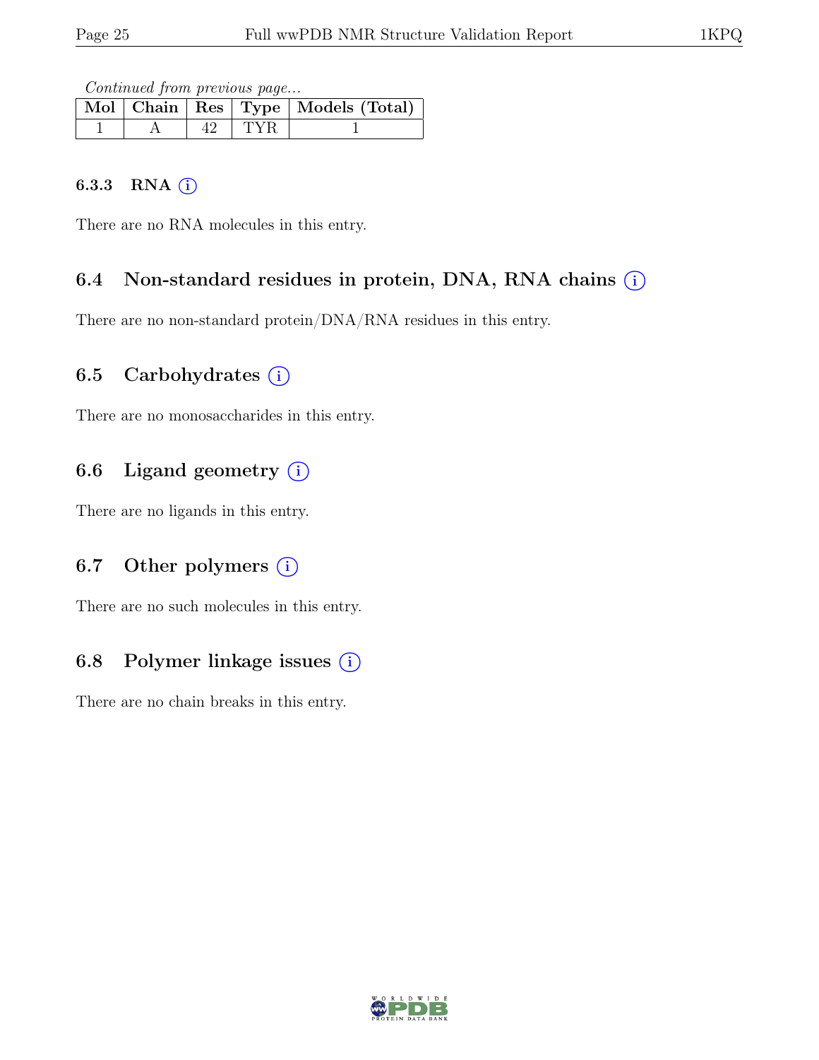*Continued from previous page...*

| Mol | Chain | Res | Type | Models (Total) |
| --- | --- | --- | --- | --- |
| 1 | A | 42 | TYR | 1 |

#### 6.3.3 RNA

There are no RNA molecules in this entry.

### 6.4 Non-standard residues in protein, DNA, RNA chains

There are no non-standard protein/DNA/RNA residues in this entry.

### 6.5 Carbohydrates

There are no monosaccharides in this entry.

### 6.6 Ligand geometry

There are no ligands in this entry.

### 6.7 Other polymers

There are no such molecules in this entry.

### 6.8 Polymer linkage issues

There are no chain breaks in this entry.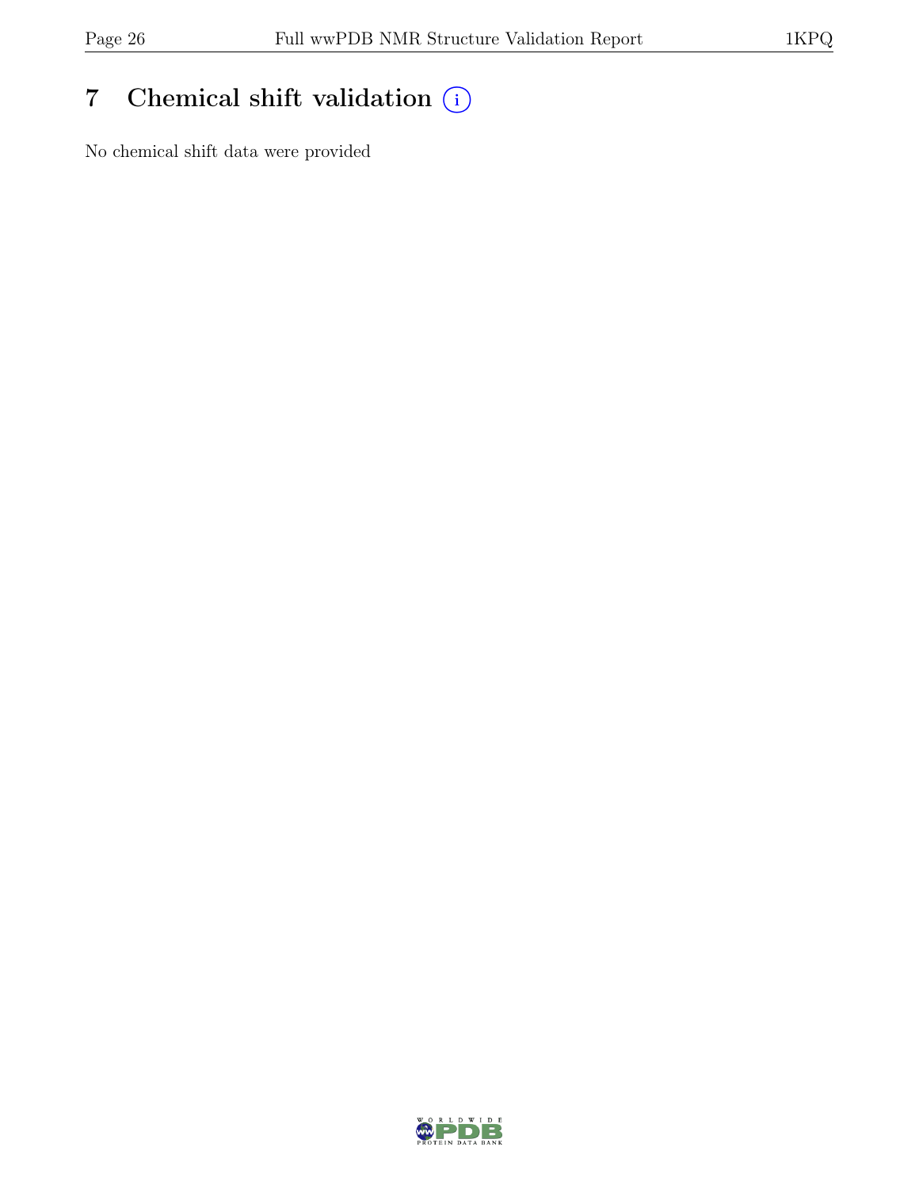# 7 Chemical shift validation

No chemical shift data were provided